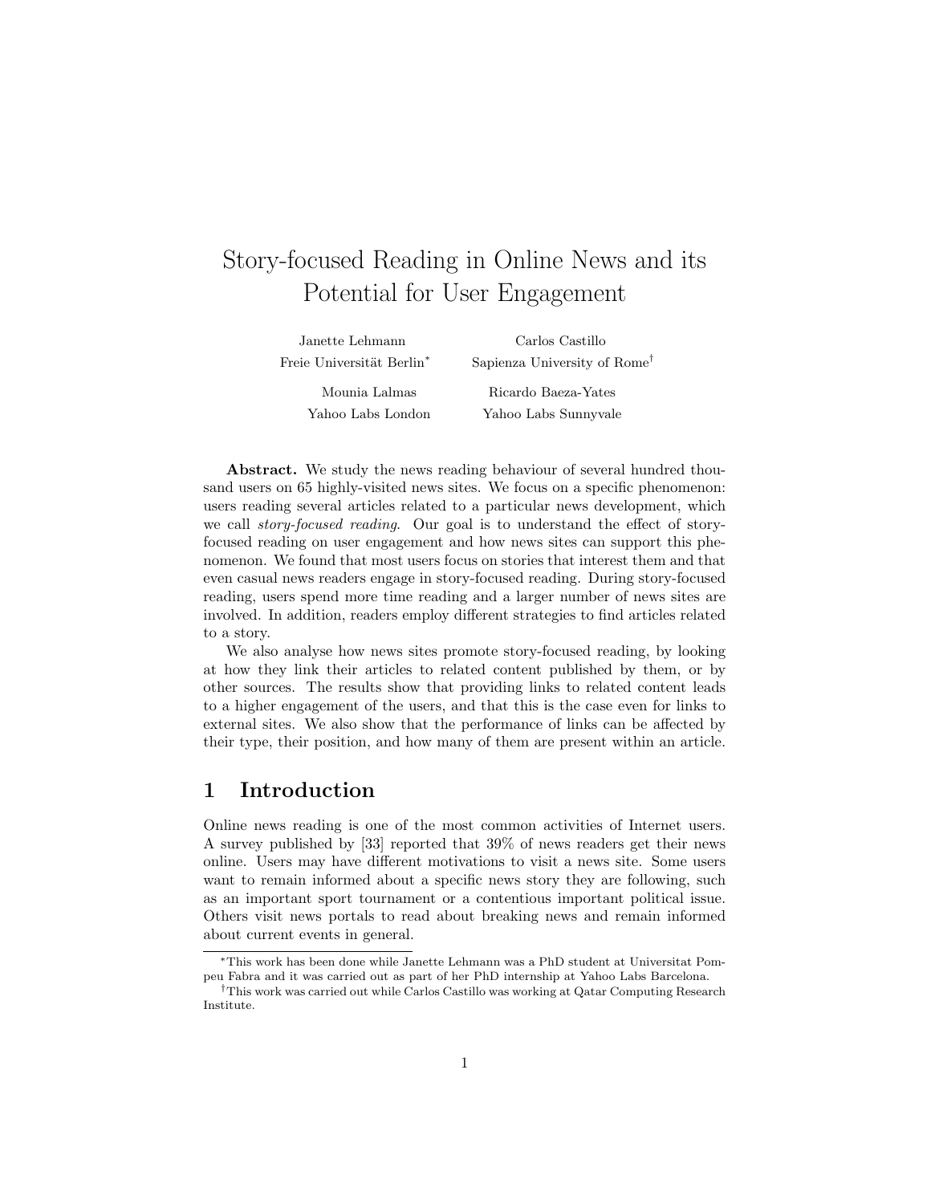# Story-focused Reading in Online News and its Potential for User Engagement

Janette Lehmann
Freie Universität Berlin*

Carlos Castillo
Sapienza University of Rome†

Mounia Lalmas
Yahoo Labs London

Ricardo Baeza-Yates
Yahoo Labs Sunnyvale

**Abstract.** We study the news reading behaviour of several hundred thousand users on 65 highly-visited news sites. We focus on a specific phenomenon: users reading several articles related to a particular news development, which we call *story-focused reading*. Our goal is to understand the effect of story-focused reading on user engagement and how news sites can support this phenomenon. We found that most users focus on stories that interest them and that even casual news readers engage in story-focused reading. During story-focused reading, users spend more time reading and a larger number of news sites are involved. In addition, readers employ different strategies to find articles related to a story.

We also analyse how news sites promote story-focused reading, by looking at how they link their articles to related content published by them, or by other sources. The results show that providing links to related content leads to a higher engagement of the users, and that this is the case even for links to external sites. We also show that the performance of links can be affected by their type, their position, and how many of them are present within an article.

## 1 Introduction

Online news reading is one of the most common activities of Internet users. A survey published by [33] reported that 39% of news readers get their news online. Users may have different motivations to visit a news site. Some users want to remain informed about a specific news story they are following, such as an important sport tournament or a contentious important political issue. Others visit news portals to read about breaking news and remain informed about current events in general.

*This work has been done while Janette Lehmann was a PhD student at Universitat Pompeu Fabra and it was carried out as part of her PhD internship at Yahoo Labs Barcelona.

†This work was carried out while Carlos Castillo was working at Qatar Computing Research Institute.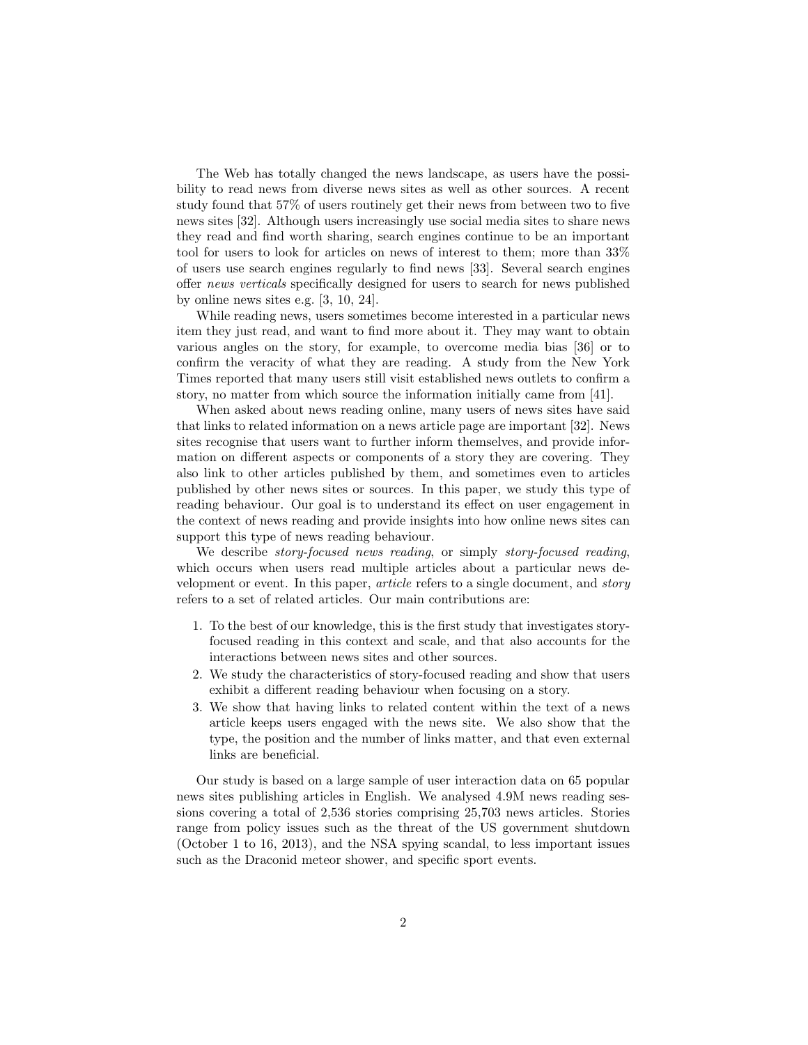The Web has totally changed the news landscape, as users have the possibility to read news from diverse news sites as well as other sources. A recent study found that 57% of users routinely get their news from between two to five news sites [32]. Although users increasingly use social media sites to share news they read and find worth sharing, search engines continue to be an important tool for users to look for articles on news of interest to them; more than 33% of users use search engines regularly to find news [33]. Several search engines offer *news verticals* specifically designed for users to search for news published by online news sites e.g. [3, 10, 24].

While reading news, users sometimes become interested in a particular news item they just read, and want to find more about it. They may want to obtain various angles on the story, for example, to overcome media bias [36] or to confirm the veracity of what they are reading. A study from the New York Times reported that many users still visit established news outlets to confirm a story, no matter from which source the information initially came from [41].

When asked about news reading online, many users of news sites have said that links to related information on a news article page are important [32]. News sites recognise that users want to further inform themselves, and provide information on different aspects or components of a story they are covering. They also link to other articles published by them, and sometimes even to articles published by other news sites or sources. In this paper, we study this type of reading behaviour. Our goal is to understand its effect on user engagement in the context of news reading and provide insights into how online news sites can support this type of news reading behaviour.

We describe *story-focused news reading*, or simply *story-focused reading*, which occurs when users read multiple articles about a particular news development or event. In this paper, *article* refers to a single document, and *story* refers to a set of related articles. Our main contributions are:

1. To the best of our knowledge, this is the first study that investigates story-focused reading in this context and scale, and that also accounts for the interactions between news sites and other sources.
2. We study the characteristics of story-focused reading and show that users exhibit a different reading behaviour when focusing on a story.
3. We show that having links to related content within the text of a news article keeps users engaged with the news site. We also show that the type, the position and the number of links matter, and that even external links are beneficial.

Our study is based on a large sample of user interaction data on 65 popular news sites publishing articles in English. We analysed 4.9M news reading sessions covering a total of 2,536 stories comprising 25,703 news articles. Stories range from policy issues such as the threat of the US government shutdown (October 1 to 16, 2013), and the NSA spying scandal, to less important issues such as the Draconid meteor shower, and specific sport events.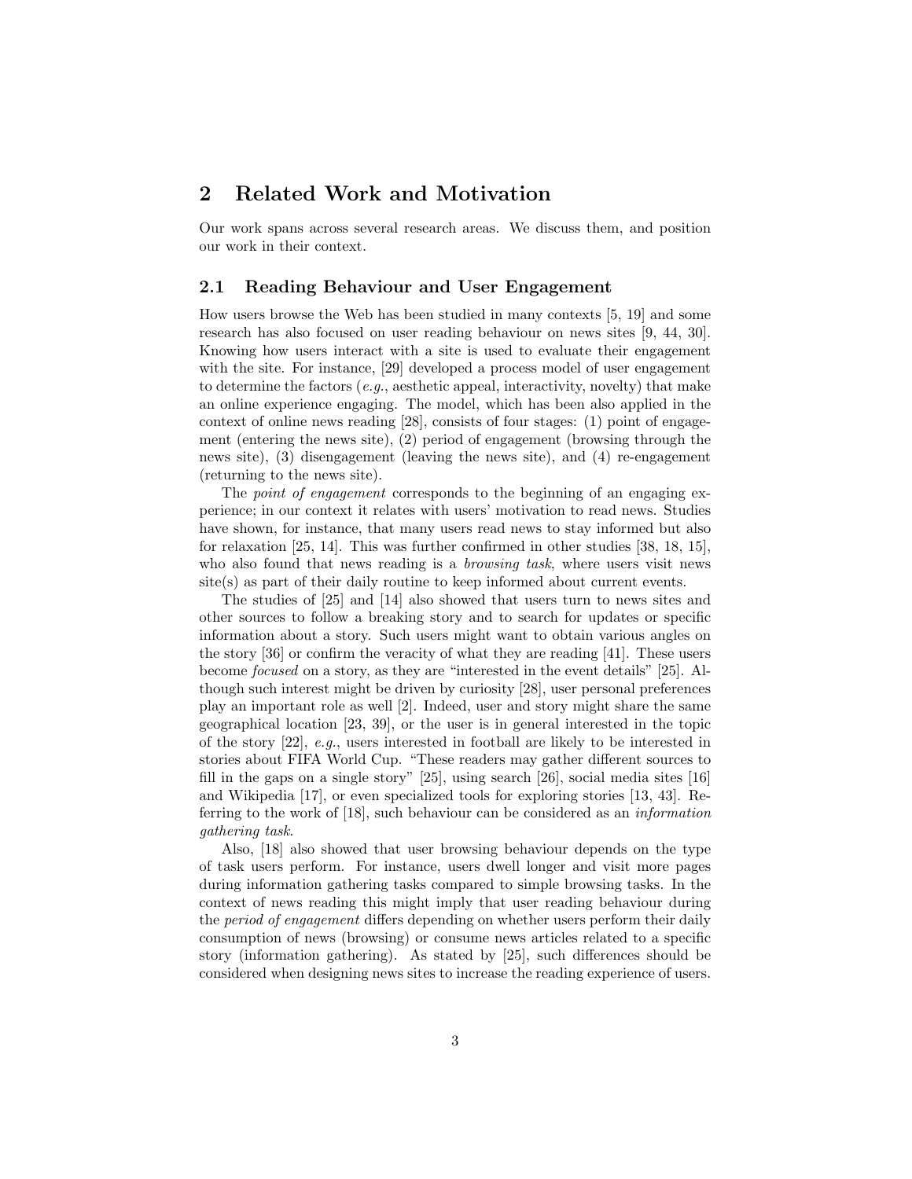## 2 Related Work and Motivation

Our work spans across several research areas. We discuss them, and position our work in their context.

### 2.1 Reading Behaviour and User Engagement

How users browse the Web has been studied in many contexts [5, 19] and some research has also focused on user reading behaviour on news sites [9, 44, 30]. Knowing how users interact with a site is used to evaluate their engagement with the site. For instance, [29] developed a process model of user engagement to determine the factors (*e.g.*, aesthetic appeal, interactivity, novelty) that make an online experience engaging. The model, which has been also applied in the context of online news reading [28], consists of four stages: (1) point of engagement (entering the news site), (2) period of engagement (browsing through the news site), (3) disengagement (leaving the news site), and (4) re-engagement (returning to the news site).

The *point of engagement* corresponds to the beginning of an engaging experience; in our context it relates with users' motivation to read news. Studies have shown, for instance, that many users read news to stay informed but also for relaxation [25, 14]. This was further confirmed in other studies [38, 18, 15], who also found that news reading is a *browsing task*, where users visit news site(s) as part of their daily routine to keep informed about current events.

The studies of [25] and [14] also showed that users turn to news sites and other sources to follow a breaking story and to search for updates or specific information about a story. Such users might want to obtain various angles on the story [36] or confirm the veracity of what they are reading [41]. These users become *focused* on a story, as they are "interested in the event details" [25]. Although such interest might be driven by curiosity [28], user personal preferences play an important role as well [2]. Indeed, user and story might share the same geographical location [23, 39], or the user is in general interested in the topic of the story [22], *e.g.*, users interested in football are likely to be interested in stories about FIFA World Cup. "These readers may gather different sources to fill in the gaps on a single story" [25], using search [26], social media sites [16] and Wikipedia [17], or even specialized tools for exploring stories [13, 43]. Referring to the work of [18], such behaviour can be considered as an *information gathering task*.

Also, [18] also showed that user browsing behaviour depends on the type of task users perform. For instance, users dwell longer and visit more pages during information gathering tasks compared to simple browsing tasks. In the context of news reading this might imply that user reading behaviour during the *period of engagement* differs depending on whether users perform their daily consumption of news (browsing) or consume news articles related to a specific story (information gathering). As stated by [25], such differences should be considered when designing news sites to increase the reading experience of users.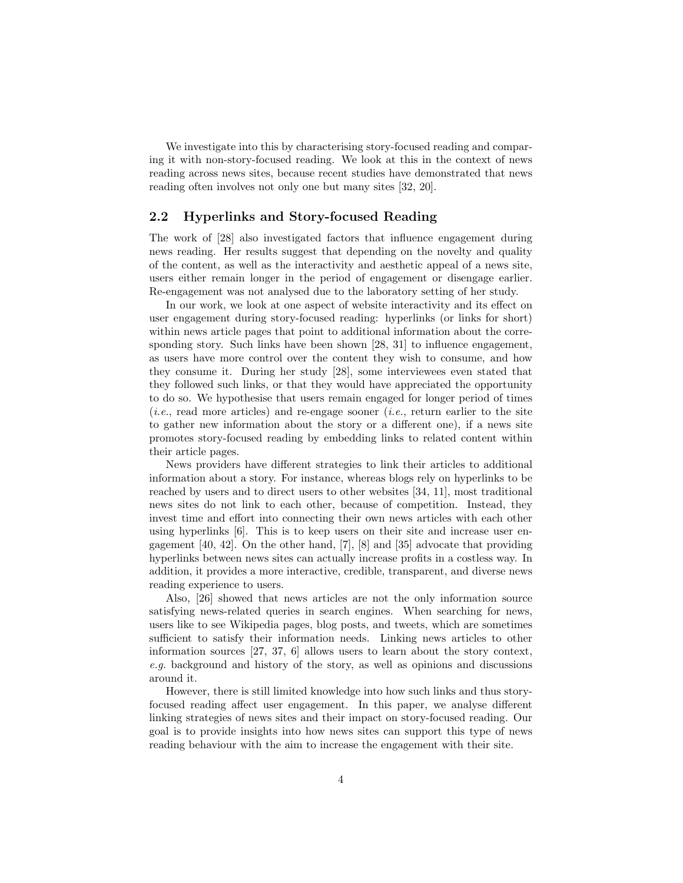We investigate into this by characterising story-focused reading and comparing it with non-story-focused reading. We look at this in the context of news reading across news sites, because recent studies have demonstrated that news reading often involves not only one but many sites [32, 20].

### 2.2 Hyperlinks and Story-focused Reading

The work of [28] also investigated factors that influence engagement during news reading. Her results suggest that depending on the novelty and quality of the content, as well as the interactivity and aesthetic appeal of a news site, users either remain longer in the period of engagement or disengage earlier. Re-engagement was not analysed due to the laboratory setting of her study.

In our work, we look at one aspect of website interactivity and its effect on user engagement during story-focused reading: hyperlinks (or links for short) within news article pages that point to additional information about the corresponding story. Such links have been shown [28, 31] to influence engagement, as users have more control over the content they wish to consume, and how they consume it. During her study [28], some interviewees even stated that they followed such links, or that they would have appreciated the opportunity to do so. We hypothesise that users remain engaged for longer period of times (*i.e.*, read more articles) and re-engage sooner (*i.e.*, return earlier to the site to gather new information about the story or a different one), if a news site promotes story-focused reading by embedding links to related content within their article pages.

News providers have different strategies to link their articles to additional information about a story. For instance, whereas blogs rely on hyperlinks to be reached by users and to direct users to other websites [34, 11], most traditional news sites do not link to each other, because of competition. Instead, they invest time and effort into connecting their own news articles with each other using hyperlinks [6]. This is to keep users on their site and increase user engagement [40, 42]. On the other hand, [7], [8] and [35] advocate that providing hyperlinks between news sites can actually increase profits in a costless way. In addition, it provides a more interactive, credible, transparent, and diverse news reading experience to users.

Also, [26] showed that news articles are not the only information source satisfying news-related queries in search engines. When searching for news, users like to see Wikipedia pages, blog posts, and tweets, which are sometimes sufficient to satisfy their information needs. Linking news articles to other information sources [27, 37, 6] allows users to learn about the story context, *e.g.* background and history of the story, as well as opinions and discussions around it.

However, there is still limited knowledge into how such links and thus story-focused reading affect user engagement. In this paper, we analyse different linking strategies of news sites and their impact on story-focused reading. Our goal is to provide insights into how news sites can support this type of news reading behaviour with the aim to increase the engagement with their site.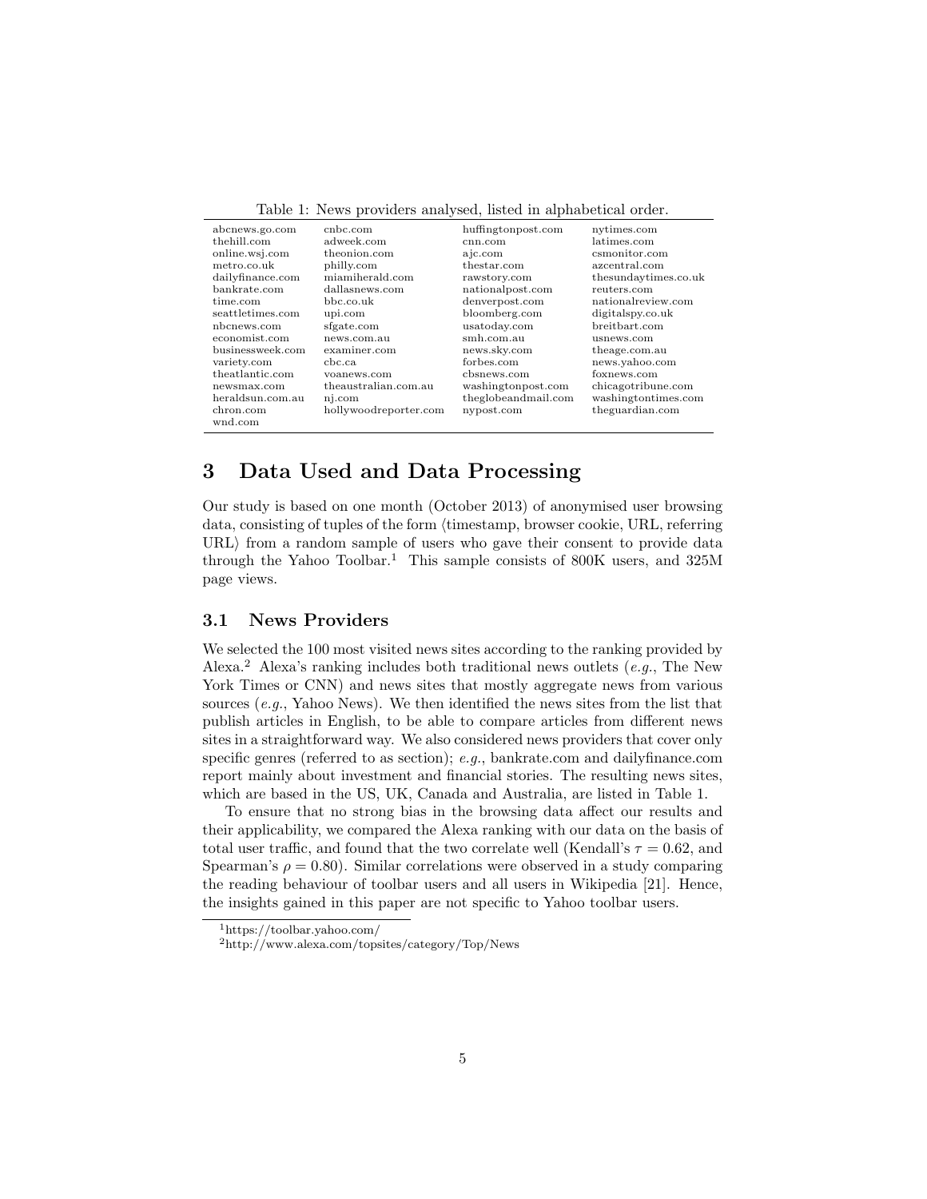Table 1: News providers analysed, listed in alphabetical order.

| | | | |
|---|---|---|---|
| abcnews.go.com | cnbc.com | huffingtonpost.com | nytimes.com |
| thehill.com | adweek.com | cnn.com | latimes.com |
| online.wsj.com | theonion.com | ajc.com | csmonitor.com |
| metro.co.uk | philly.com | thestar.com | azcentral.com |
| dailyfinance.com | miamiherald.com | rawstory.com | thesundaytimes.co.uk |
| bankrate.com | dallasnews.com | nationalpost.com | reuters.com |
| time.com | bbc.co.uk | denverpost.com | nationalreview.com |
| seattletimes.com | upi.com | bloomberg.com | digitalspy.co.uk |
| nbcnews.com | sfgate.com | usatoday.com | breitbart.com |
| economist.com | news.com.au | smh.com.au | usnews.com |
| businessweek.com | examiner.com | news.sky.com | theage.com.au |
| variety.com | cbc.ca | forbes.com | news.yahoo.com |
| theatlantic.com | voanews.com | cbsnews.com | foxnews.com |
| newsmax.com | theaustralian.com.au | washingtonpost.com | chicagotribune.com |
| heraldsun.com.au | nj.com | theglobeandmail.com | washingtontimes.com |
| chron.com | hollywoodreporter.com | nypost.com | theguardian.com |
| wnd.com | | | |

# 3 Data Used and Data Processing

Our study is based on one month (October 2013) of anonymised user browsing data, consisting of tuples of the form ⟨timestamp, browser cookie, URL, referring URL⟩ from a random sample of users who gave their consent to provide data through the Yahoo Toolbar.[1] This sample consists of 800K users, and 325M page views.

## 3.1 News Providers

We selected the 100 most visited news sites according to the ranking provided by Alexa.[2] Alexa's ranking includes both traditional news outlets (*e.g.*, The New York Times or CNN) and news sites that mostly aggregate news from various sources (*e.g.*, Yahoo News). We then identified the news sites from the list that publish articles in English, to be able to compare articles from different news sites in a straightforward way. We also considered news providers that cover only specific genres (referred to as section); *e.g.*, bankrate.com and dailyfinance.com report mainly about investment and financial stories. The resulting news sites, which are based in the US, UK, Canada and Australia, are listed in Table 1.

To ensure that no strong bias in the browsing data affect our results and their applicability, we compared the Alexa ranking with our data on the basis of total user traffic, and found that the two correlate well (Kendall's $\tau = 0.62$, and Spearman's $\rho = 0.80$). Similar correlations were observed in a study comparing the reading behaviour of toolbar users and all users in Wikipedia [21]. Hence, the insights gained in this paper are not specific to Yahoo toolbar users.

[1] https://toolbar.yahoo.com/

[2] http://www.alexa.com/topsites/category/Top/News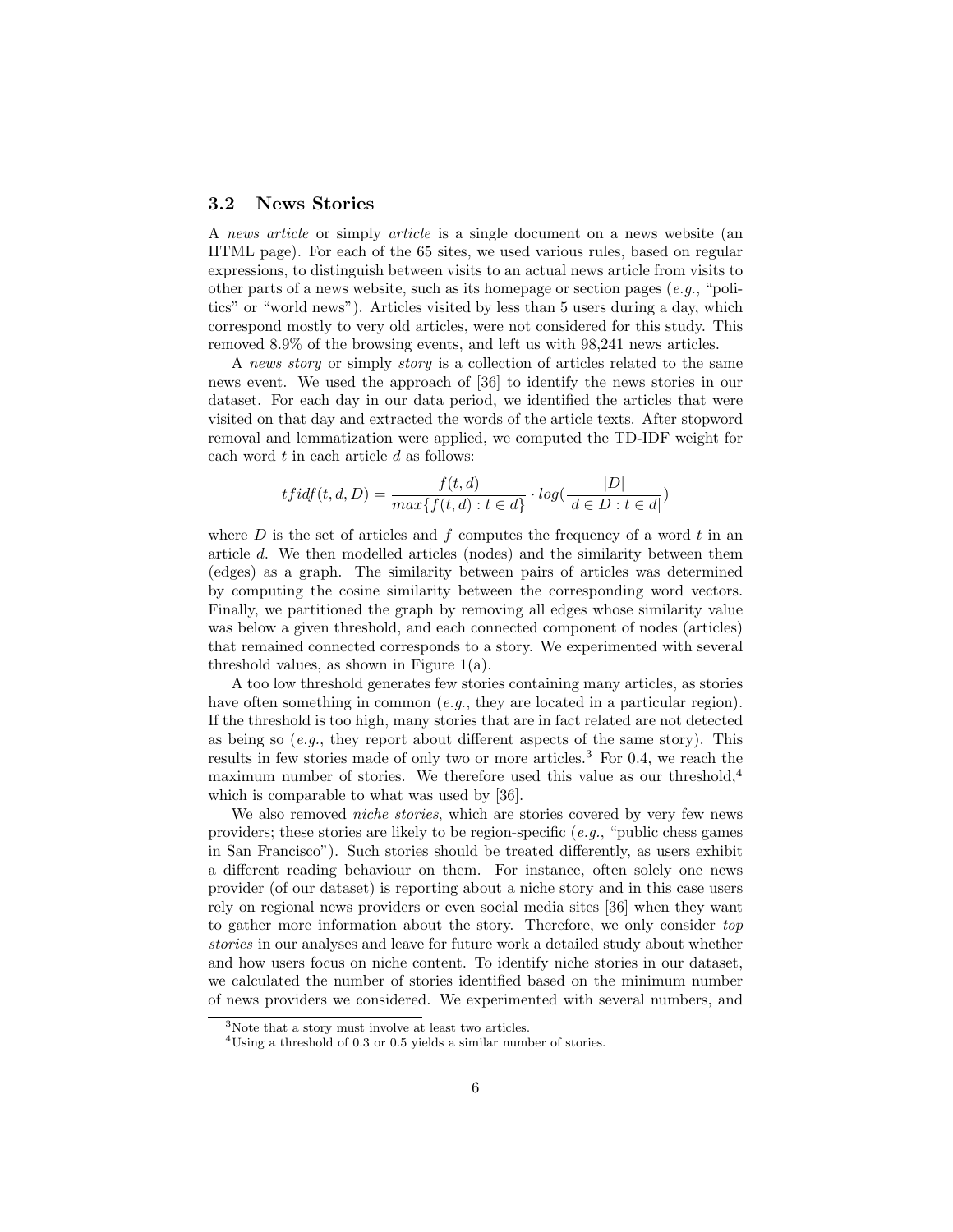### 3.2 News Stories

A *news article* or simply *article* is a single document on a news website (an HTML page). For each of the 65 sites, we used various rules, based on regular expressions, to distinguish between visits to an actual news article from visits to other parts of a news website, such as its homepage or section pages (*e.g.*, "politics" or "world news"). Articles visited by less than 5 users during a day, which correspond mostly to very old articles, were not considered for this study. This removed 8.9% of the browsing events, and left us with 98,241 news articles.

A *news story* or simply *story* is a collection of articles related to the same news event. We used the approach of [36] to identify the news stories in our dataset. For each day in our data period, we identified the articles that were visited on that day and extracted the words of the article texts. After stopword removal and lemmatization were applied, we computed the TD-IDF weight for each word $t$ in each article $d$ as follows:

$$tfidf(t, d, D) = \frac{f(t, d)}{max\{f(t, d) : t \in d\}} \cdot log(\frac{|D|}{|d \in D : t \in d|})$$

where $D$ is the set of articles and $f$ computes the frequency of a word $t$ in an article $d$. We then modelled articles (nodes) and the similarity between them (edges) as a graph. The similarity between pairs of articles was determined by computing the cosine similarity between the corresponding word vectors. Finally, we partitioned the graph by removing all edges whose similarity value was below a given threshold, and each connected component of nodes (articles) that remained connected corresponds to a story. We experimented with several threshold values, as shown in Figure 1(a).

A too low threshold generates few stories containing many articles, as stories have often something in common (*e.g.*, they are located in a particular region). If the threshold is too high, many stories that are in fact related are not detected as being so (*e.g.*, they report about different aspects of the same story). This results in few stories made of only two or more articles.[3] For 0.4, we reach the maximum number of stories. We therefore used this value as our threshold,[4] which is comparable to what was used by [36].

We also removed *niche stories*, which are stories covered by very few news providers; these stories are likely to be region-specific (*e.g.*, "public chess games in San Francisco"). Such stories should be treated differently, as users exhibit a different reading behaviour on them. For instance, often solely one news provider (of our dataset) is reporting about a niche story and in this case users rely on regional news providers or even social media sites [36] when they want to gather more information about the story. Therefore, we only consider *top stories* in our analyses and leave for future work a detailed study about whether and how users focus on niche content. To identify niche stories in our dataset, we calculated the number of stories identified based on the minimum number of news providers we considered. We experimented with several numbers, and

---

[3] Note that a story must involve at least two articles.

[4] Using a threshold of 0.3 or 0.5 yields a similar number of stories.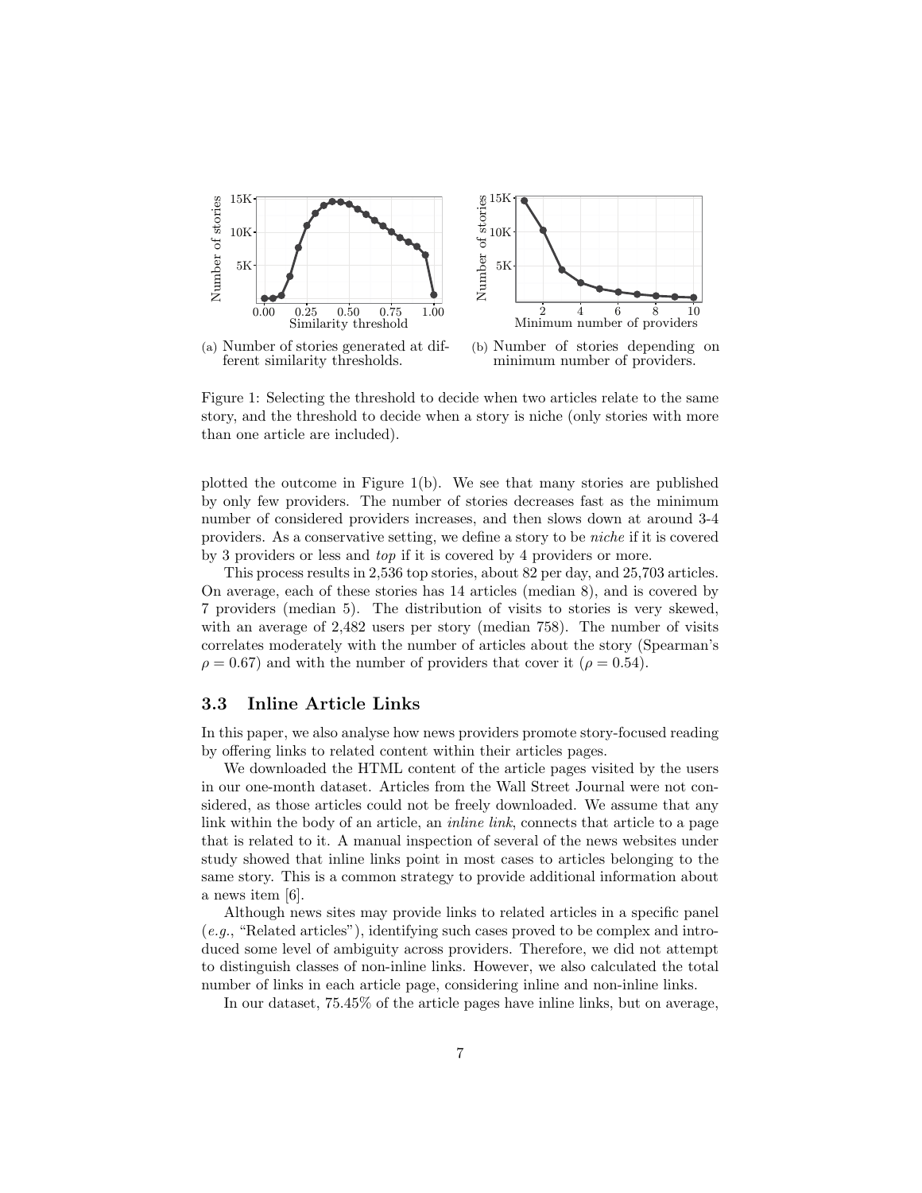(a) Number of stories generated at different similarity thresholds.

(b) Number of stories depending on minimum number of providers.

Figure 1: Selecting the threshold to decide when two articles relate to the same story, and the threshold to decide when a story is niche (only stories with more than one article are included).

plotted the outcome in Figure 1(b). We see that many stories are published by only few providers. The number of stories decreases fast as the minimum number of considered providers increases, and then slows down at around 3-4 providers. As a conservative setting, we define a story to be *niche* if it is covered by 3 providers or less and *top* if it is covered by 4 providers or more.

This process results in 2,536 top stories, about 82 per day, and 25,703 articles. On average, each of these stories has 14 articles (median 8), and is covered by 7 providers (median 5). The distribution of visits to stories is very skewed, with an average of 2,482 users per story (median 758). The number of visits correlates moderately with the number of articles about the story (Spearman's $\rho = 0.67$) and with the number of providers that cover it ($\rho = 0.54$).

### 3.3 Inline Article Links

In this paper, we also analyse how news providers promote story-focused reading by offering links to related content within their articles pages.

We downloaded the HTML content of the article pages visited by the users in our one-month dataset. Articles from the Wall Street Journal were not considered, as those articles could not be freely downloaded. We assume that any link within the body of an article, an *inline link*, connects that article to a page that is related to it. A manual inspection of several of the news websites under study showed that inline links point in most cases to articles belonging to the same story. This is a common strategy to provide additional information about a news item [6].

Although news sites may provide links to related articles in a specific panel (*e.g.*, "Related articles"), identifying such cases proved to be complex and introduced some level of ambiguity across providers. Therefore, we did not attempt to distinguish classes of non-inline links. However, we also calculated the total number of links in each article page, considering inline and non-inline links.

In our dataset, 75.45% of the article pages have inline links, but on average,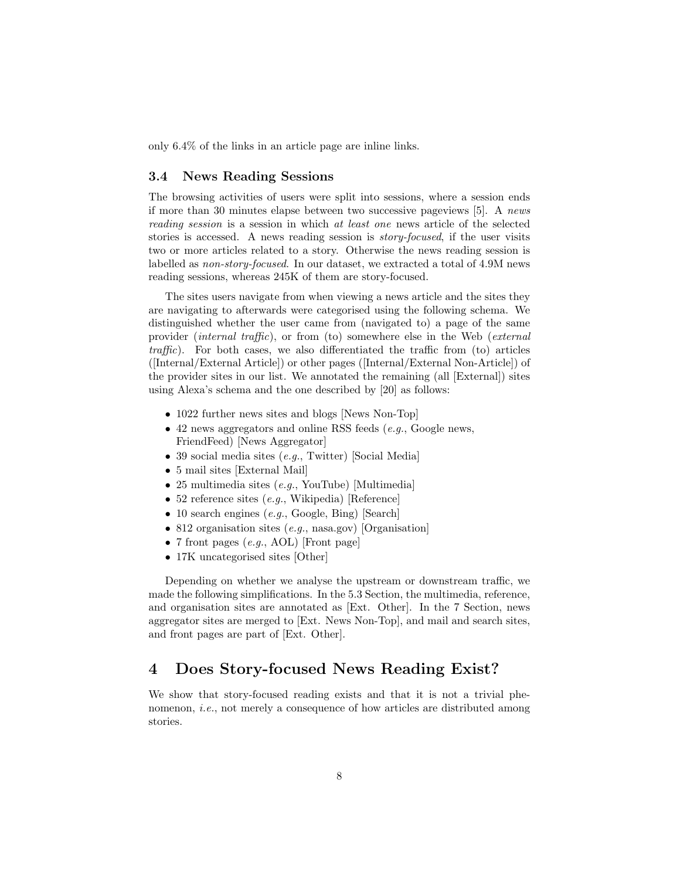only 6.4% of the links in an article page are inline links.

### 3.4 News Reading Sessions

The browsing activities of users were split into sessions, where a session ends if more than 30 minutes elapse between two successive pageviews [5]. A *news reading session* is a session in which *at least one* news article of the selected stories is accessed. A news reading session is *story-focused*, if the user visits two or more articles related to a story. Otherwise the news reading session is labelled as *non-story-focused*. In our dataset, we extracted a total of 4.9M news reading sessions, whereas 245K of them are story-focused.

The sites users navigate from when viewing a news article and the sites they are navigating to afterwards were categorised using the following schema. We distinguished whether the user came from (navigated to) a page of the same provider (*internal traffic*), or from (to) somewhere else in the Web (*external traffic*). For both cases, we also differentiated the traffic from (to) articles ([Internal/External Article]) or other pages ([Internal/External Non-Article]) of the provider sites in our list. We annotated the remaining (all [External]) sites using Alexa's schema and the one described by [20] as follows:

- 1022 further news sites and blogs [News Non-Top]
- 42 news aggregators and online RSS feeds (*e.g.*, Google news, FriendFeed) [News Aggregator]
- 39 social media sites (*e.g.*, Twitter) [Social Media]
- 5 mail sites [External Mail]
- 25 multimedia sites (*e.g.*, YouTube) [Multimedia]
- 52 reference sites (*e.g.*, Wikipedia) [Reference]
- 10 search engines (*e.g.*, Google, Bing) [Search]
- 812 organisation sites (*e.g.*, nasa.gov) [Organisation]
- 7 front pages (*e.g.*, AOL) [Front page]
- 17K uncategorised sites [Other]

Depending on whether we analyse the upstream or downstream traffic, we made the following simplifications. In the 5.3 Section, the multimedia, reference, and organisation sites are annotated as [Ext. Other]. In the 7 Section, news aggregator sites are merged to [Ext. News Non-Top], and mail and search sites, and front pages are part of [Ext. Other].

## 4 Does Story-focused News Reading Exist?

We show that story-focused reading exists and that it is not a trivial phenomenon, *i.e.*, not merely a consequence of how articles are distributed among stories.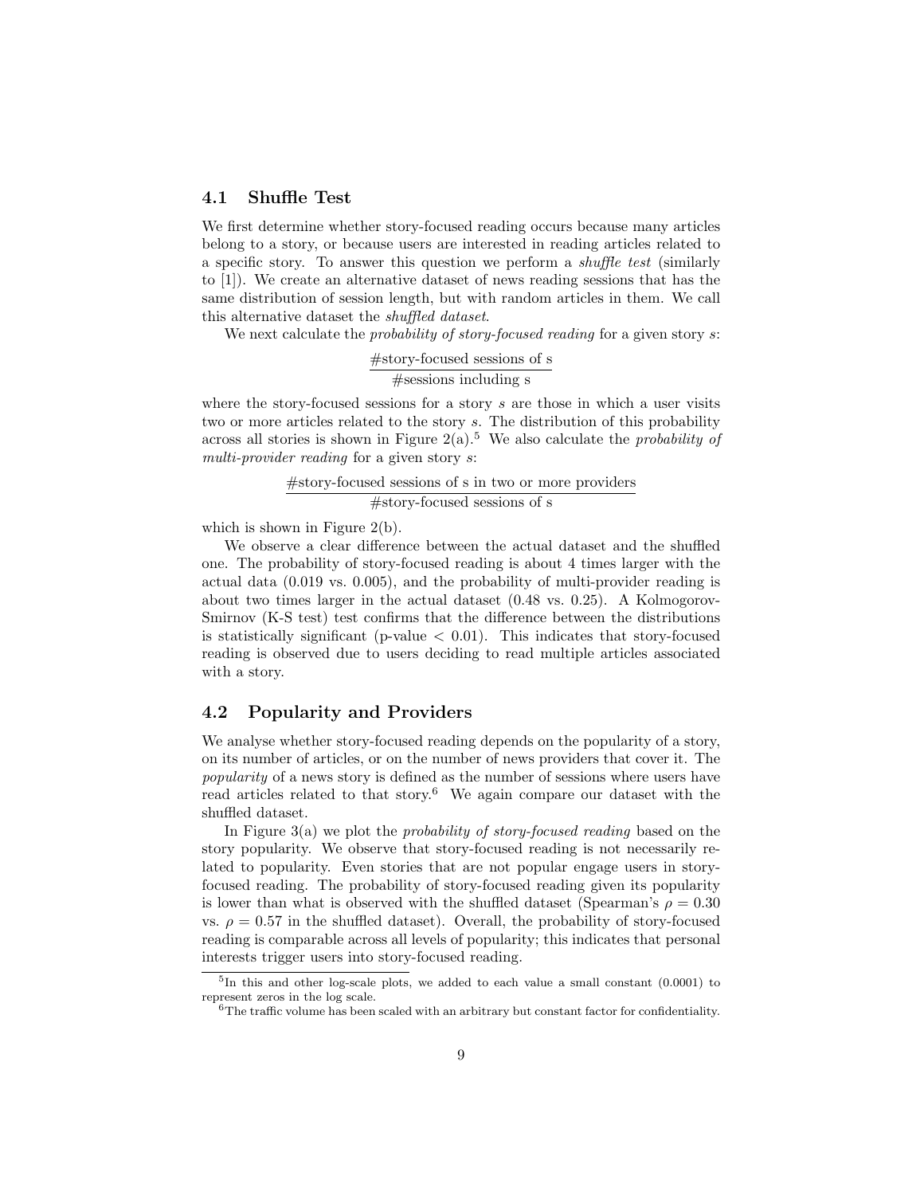### 4.1 Shuffle Test

We first determine whether story-focused reading occurs because many articles belong to a story, or because users are interested in reading articles related to a specific story. To answer this question we perform a *shuffle test* (similarly to [1]). We create an alternative dataset of news reading sessions that has the same distribution of session length, but with random articles in them. We call this alternative dataset the *shuffled dataset*.

We next calculate the *probability of story-focused reading* for a given story $s$:

$$\frac{\text{\#story-focused sessions of s}}{\text{\#sessions including s}}$$

where the story-focused sessions for a story $s$ are those in which a user visits two or more articles related to the story $s$. The distribution of this probability across all stories is shown in Figure 2(a).[5] We also calculate the *probability of multi-provider reading* for a given story $s$:

$$\frac{\text{\#story-focused sessions of s in two or more providers}}{\text{\#story-focused sessions of s}}$$

which is shown in Figure 2(b).

We observe a clear difference between the actual dataset and the shuffled one. The probability of story-focused reading is about 4 times larger with the actual data (0.019 vs. 0.005), and the probability of multi-provider reading is about two times larger in the actual dataset (0.48 vs. 0.25). A Kolmogorov-Smirnov (K-S test) test confirms that the difference between the distributions is statistically significant (p-value $< 0.01$). This indicates that story-focused reading is observed due to users deciding to read multiple articles associated with a story.

### 4.2 Popularity and Providers

We analyse whether story-focused reading depends on the popularity of a story, on its number of articles, or on the number of news providers that cover it. The *popularity* of a news story is defined as the number of sessions where users have read articles related to that story.[6] We again compare our dataset with the shuffled dataset.

In Figure 3(a) we plot the *probability of story-focused reading* based on the story popularity. We observe that story-focused reading is not necessarily related to popularity. Even stories that are not popular engage users in story-focused reading. The probability of story-focused reading given its popularity is lower than what is observed with the shuffled dataset (Spearman's $\rho = 0.30$ vs. $\rho = 0.57$ in the shuffled dataset). Overall, the probability of story-focused reading is comparable across all levels of popularity; this indicates that personal interests trigger users into story-focused reading.

---

[5] In this and other log-scale plots, we added to each value a small constant (0.0001) to represent zeros in the log scale.

[6] The traffic volume has been scaled with an arbitrary but constant factor for confidentiality.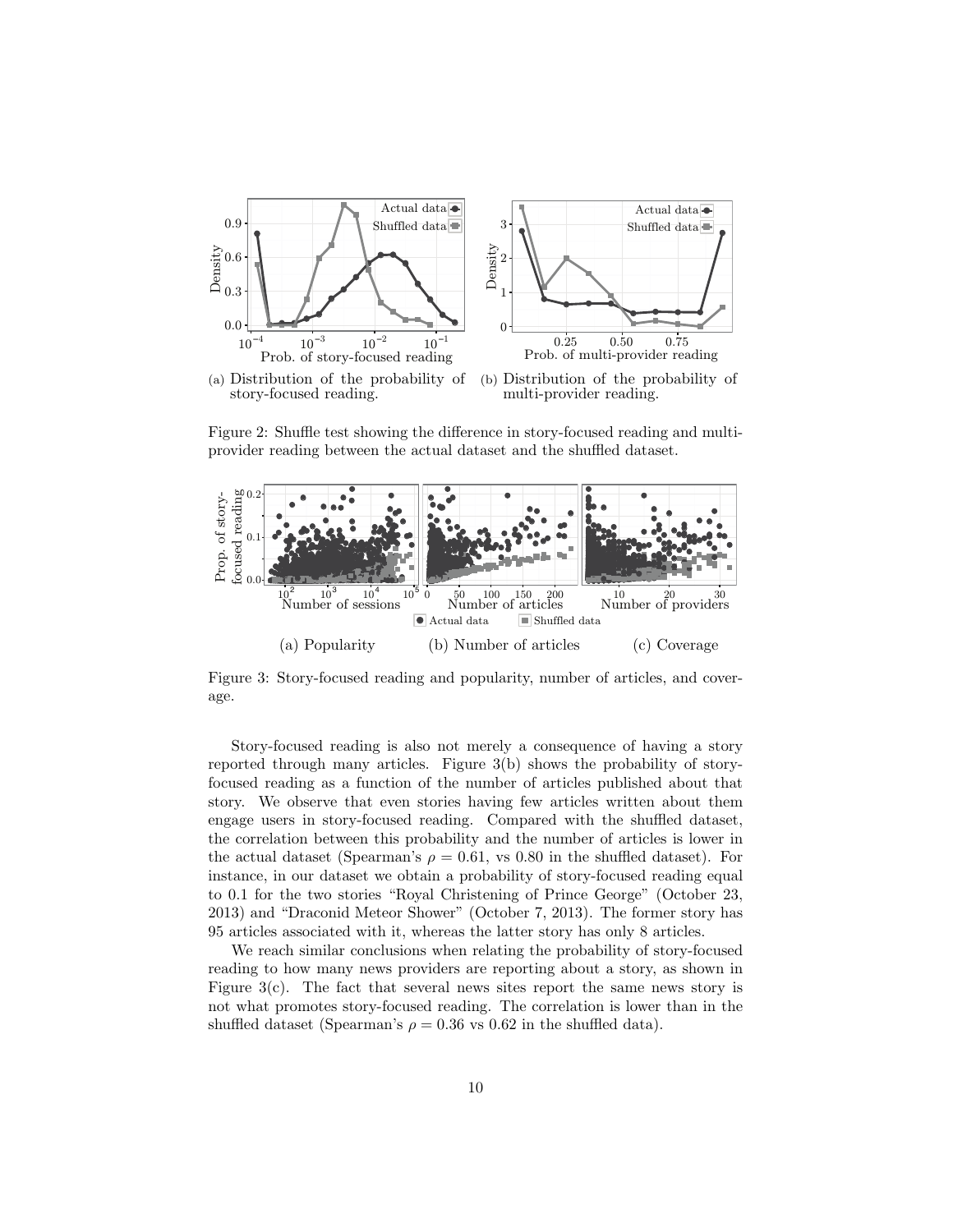(a) Distribution of the probability of story-focused reading.

(b) Distribution of the probability of multi-provider reading.

Figure 2: Shuffle test showing the difference in story-focused reading and multi-provider reading between the actual dataset and the shuffled dataset.

(a) Popularity

(b) Number of articles

(c) Coverage

Figure 3: Story-focused reading and popularity, number of articles, and coverage.

Story-focused reading is also not merely a consequence of having a story reported through many articles. Figure 3(b) shows the probability of story-focused reading as a function of the number of articles published about that story. We observe that even stories having few articles written about them engage users in story-focused reading. Compared with the shuffled dataset, the correlation between this probability and the number of articles is lower in the actual dataset (Spearman's $\rho = 0.61$, vs 0.80 in the shuffled dataset). For instance, in our dataset we obtain a probability of story-focused reading equal to 0.1 for the two stories "Royal Christening of Prince George" (October 23, 2013) and "Draconid Meteor Shower" (October 7, 2013). The former story has 95 articles associated with it, whereas the latter story has only 8 articles.

We reach similar conclusions when relating the probability of story-focused reading to how many news providers are reporting about a story, as shown in Figure 3(c). The fact that several news sites report the same news story is not what promotes story-focused reading. The correlation is lower than in the shuffled dataset (Spearman's $\rho = 0.36$ vs 0.62 in the shuffled data).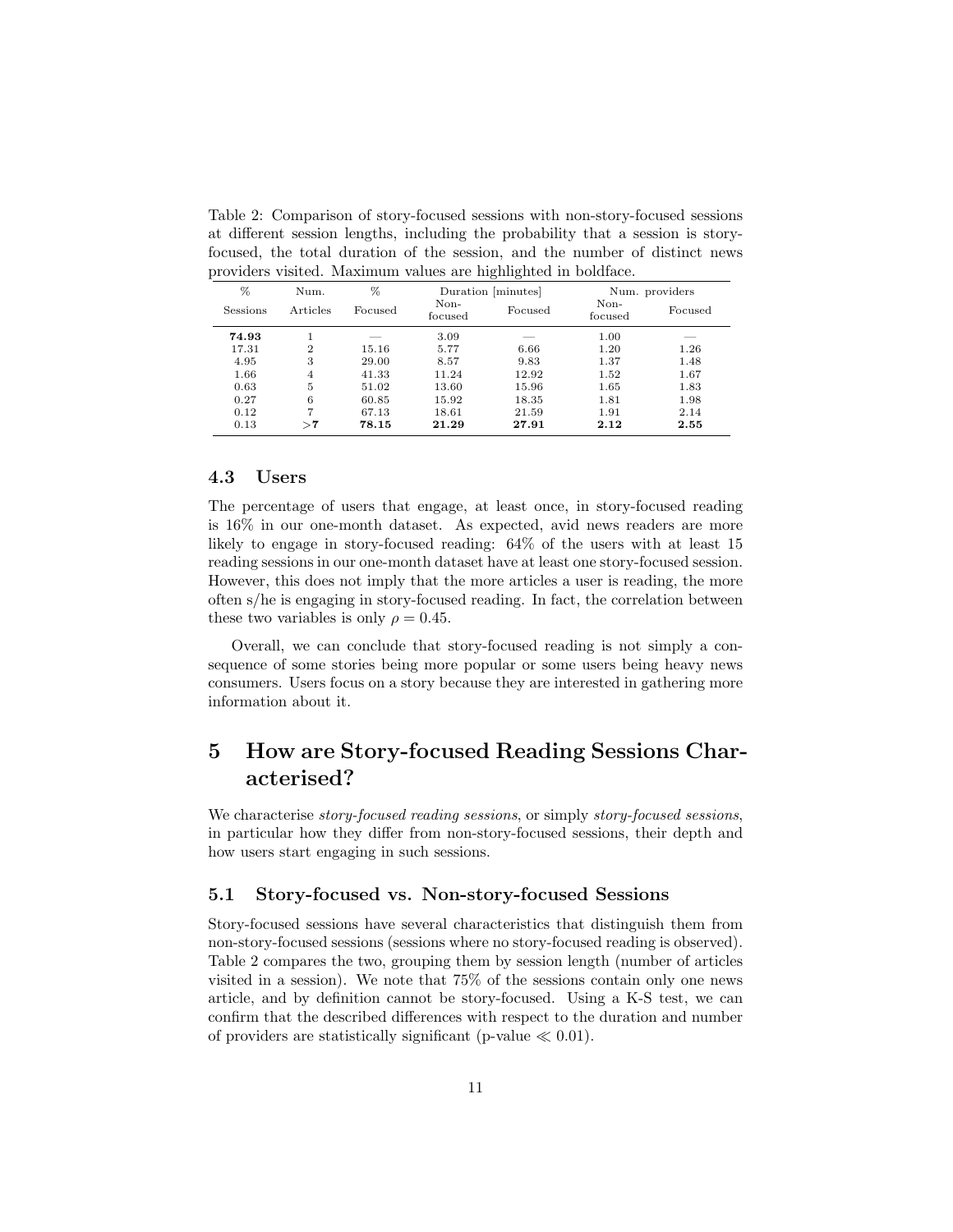Table 2: Comparison of story-focused sessions with non-story-focused sessions at different session lengths, including the probability that a session is story-focused, the total duration of the session, and the number of distinct news providers visited. Maximum values are highlighted in boldface.

| % Sessions | Num. Articles | % Focused | Duration [minutes] | | Num. providers | |
|---|---|---|---|---|---|---|
| | | | Non-focused | Focused | Non-focused | Focused |
| **74.93** | 1 | — | 3.09 | — | 1.00 | — |
| 17.31 | 2 | 15.16 | 5.77 | 6.66 | 1.20 | 1.26 |
| 4.95 | 3 | 29.00 | 8.57 | 9.83 | 1.37 | 1.48 |
| 1.66 | 4 | 41.33 | 11.24 | 12.92 | 1.52 | 1.67 |
| 0.63 | 5 | 51.02 | 13.60 | 15.96 | 1.65 | 1.83 |
| 0.27 | 6 | 60.85 | 15.92 | 18.35 | 1.81 | 1.98 |
| 0.12 | 7 | 67.13 | 18.61 | 21.59 | 1.91 | 2.14 |
| 0.13 | **>7** | **78.15** | **21.29** | **27.91** | **2.12** | **2.55** |

### 4.3 Users

The percentage of users that engage, at least once, in story-focused reading is 16% in our one-month dataset. As expected, avid news readers are more likely to engage in story-focused reading: 64% of the users with at least 15 reading sessions in our one-month dataset have at least one story-focused session. However, this does not imply that the more articles a user is reading, the more often s/he is engaging in story-focused reading. In fact, the correlation between these two variables is only $\rho = 0.45$.

Overall, we can conclude that story-focused reading is not simply a consequence of some stories being more popular or some users being heavy news consumers. Users focus on a story because they are interested in gathering more information about it.

## 5 How are Story-focused Reading Sessions Characterised?

We characterise *story-focused reading sessions*, or simply *story-focused sessions*, in particular how they differ from non-story-focused sessions, their depth and how users start engaging in such sessions.

### 5.1 Story-focused vs. Non-story-focused Sessions

Story-focused sessions have several characteristics that distinguish them from non-story-focused sessions (sessions where no story-focused reading is observed). Table 2 compares the two, grouping them by session length (number of articles visited in a session). We note that 75% of the sessions contain only one news article, and by definition cannot be story-focused. Using a K-S test, we can confirm that the described differences with respect to the duration and number of providers are statistically significant (p-value $\ll 0.01$).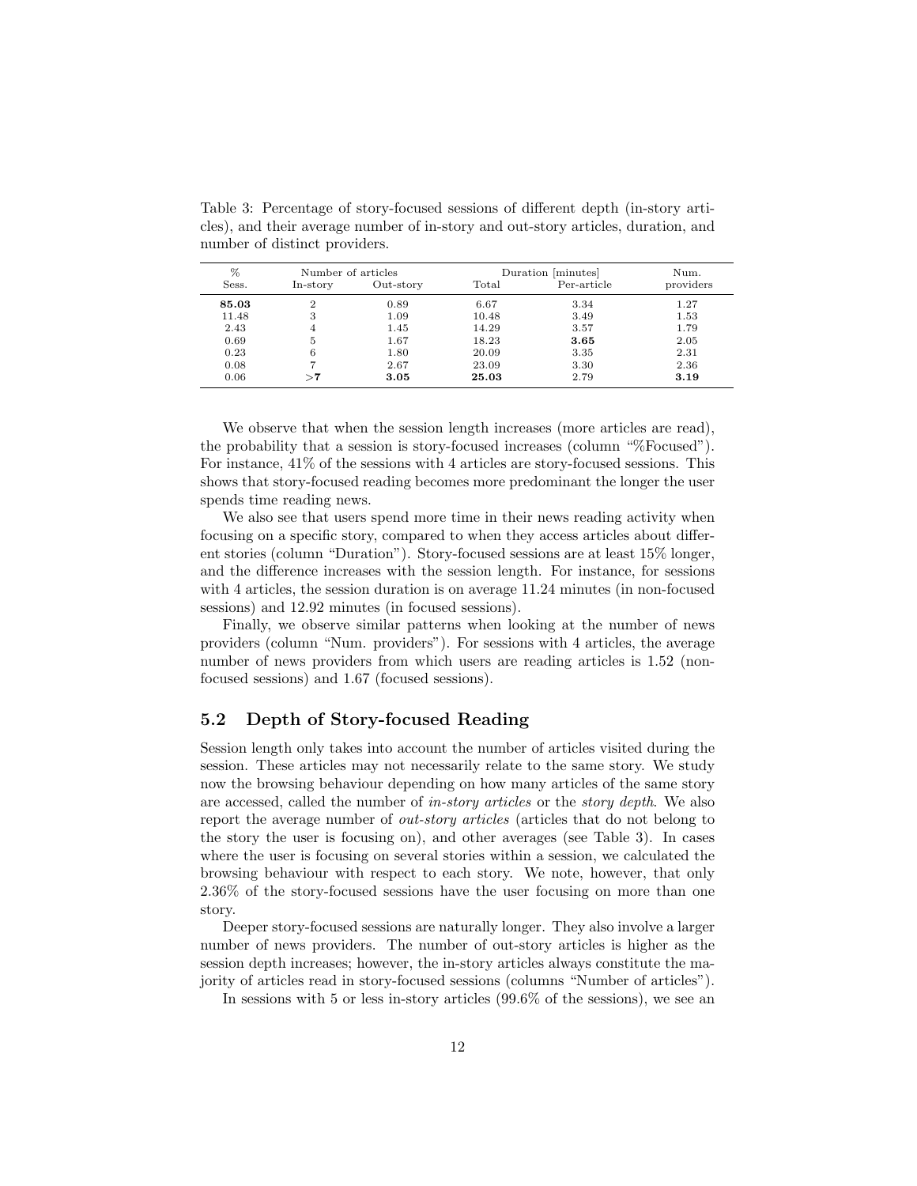Table 3: Percentage of story-focused sessions of different depth (in-story articles), and their average number of in-story and out-story articles, duration, and number of distinct providers.

| % | Number of articles | | Duration [minutes] | | Num. |
|---|---|---|---|---|---|
| Sess. | In-story | Out-story | Total | Per-article | providers |
| **85.03** | 2 | 0.89 | 6.67 | 3.34 | 1.27 |
| 11.48 | 3 | 1.09 | 10.48 | 3.49 | 1.53 |
| 2.43 | 4 | 1.45 | 14.29 | 3.57 | 1.79 |
| 0.69 | 5 | 1.67 | 18.23 | **3.65** | 2.05 |
| 0.23 | 6 | 1.80 | 20.09 | 3.35 | 2.31 |
| 0.08 | 7 | 2.67 | 23.09 | 3.30 | 2.36 |
| 0.06 | **>7** | **3.05** | **25.03** | 2.79 | **3.19** |

We observe that when the session length increases (more articles are read), the probability that a session is story-focused increases (column "%Focused"). For instance, 41% of the sessions with 4 articles are story-focused sessions. This shows that story-focused reading becomes more predominant the longer the user spends time reading news.

We also see that users spend more time in their news reading activity when focusing on a specific story, compared to when they access articles about different stories (column "Duration"). Story-focused sessions are at least 15% longer, and the difference increases with the session length. For instance, for sessions with 4 articles, the session duration is on average 11.24 minutes (in non-focused sessions) and 12.92 minutes (in focused sessions).

Finally, we observe similar patterns when looking at the number of news providers (column "Num. providers"). For sessions with 4 articles, the average number of news providers from which users are reading articles is 1.52 (non-focused sessions) and 1.67 (focused sessions).

## 5.2 Depth of Story-focused Reading

Session length only takes into account the number of articles visited during the session. These articles may not necessarily relate to the same story. We study now the browsing behaviour depending on how many articles of the same story are accessed, called the number of *in-story articles* or the *story depth*. We also report the average number of *out-story articles* (articles that do not belong to the story the user is focusing on), and other averages (see Table 3). In cases where the user is focusing on several stories within a session, we calculated the browsing behaviour with respect to each story. We note, however, that only 2.36% of the story-focused sessions have the user focusing on more than one story.

Deeper story-focused sessions are naturally longer. They also involve a larger number of news providers. The number of out-story articles is higher as the session depth increases; however, the in-story articles always constitute the majority of articles read in story-focused sessions (columns "Number of articles").

In sessions with 5 or less in-story articles (99.6% of the sessions), we see an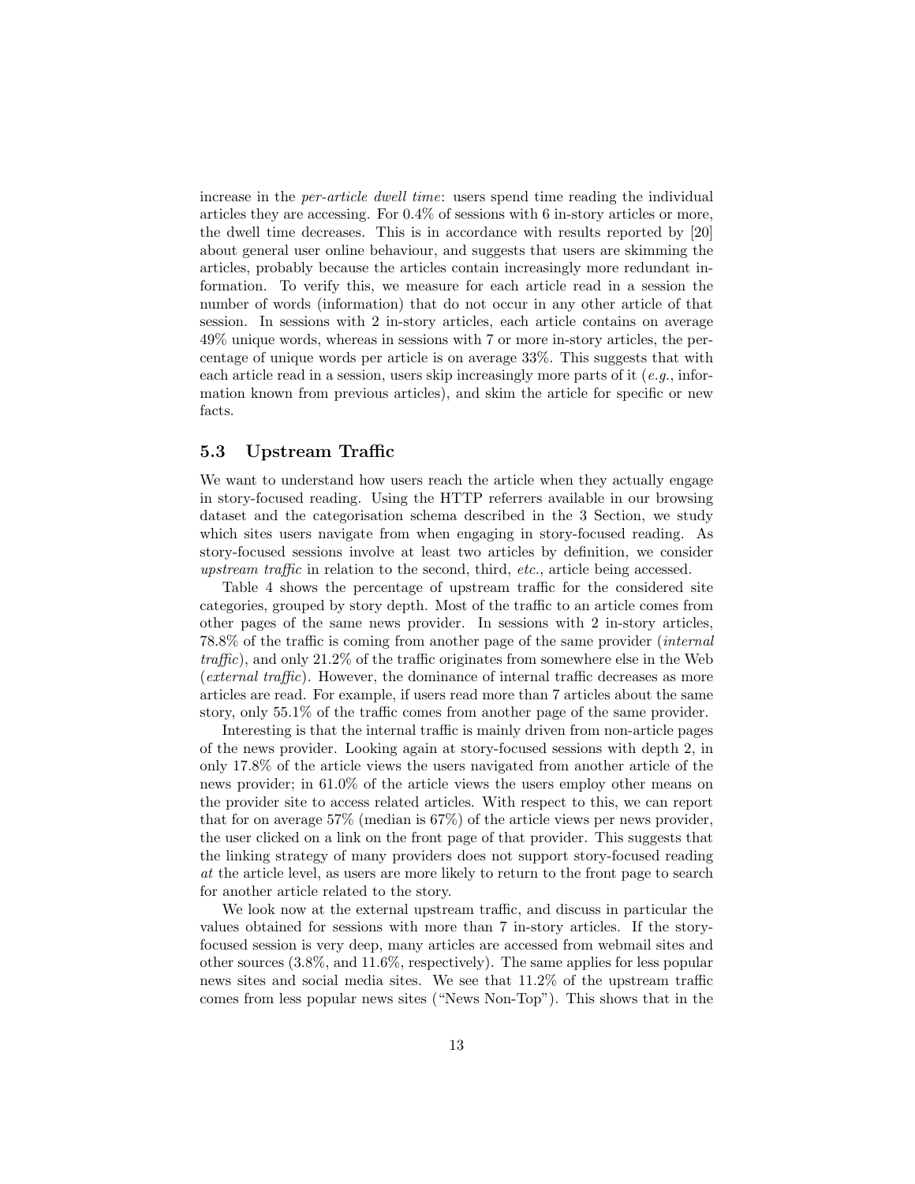increase in the *per-article dwell time*: users spend time reading the individual articles they are accessing. For 0.4% of sessions with 6 in-story articles or more, the dwell time decreases. This is in accordance with results reported by [20] about general user online behaviour, and suggests that users are skimming the articles, probably because the articles contain increasingly more redundant information. To verify this, we measure for each article read in a session the number of words (information) that do not occur in any other article of that session. In sessions with 2 in-story articles, each article contains on average 49% unique words, whereas in sessions with 7 or more in-story articles, the percentage of unique words per article is on average 33%. This suggests that with each article read in a session, users skip increasingly more parts of it (*e.g.*, information known from previous articles), and skim the article for specific or new facts.

### 5.3 Upstream Traffic

We want to understand how users reach the article when they actually engage in story-focused reading. Using the HTTP referrers available in our browsing dataset and the categorisation schema described in the 3 Section, we study which sites users navigate from when engaging in story-focused reading. As story-focused sessions involve at least two articles by definition, we consider *upstream traffic* in relation to the second, third, *etc.*, article being accessed.

Table 4 shows the percentage of upstream traffic for the considered site categories, grouped by story depth. Most of the traffic to an article comes from other pages of the same news provider. In sessions with 2 in-story articles, 78.8% of the traffic is coming from another page of the same provider (*internal traffic*), and only 21.2% of the traffic originates from somewhere else in the Web (*external traffic*). However, the dominance of internal traffic decreases as more articles are read. For example, if users read more than 7 articles about the same story, only 55.1% of the traffic comes from another page of the same provider.

Interesting is that the internal traffic is mainly driven from non-article pages of the news provider. Looking again at story-focused sessions with depth 2, in only 17.8% of the article views the users navigated from another article of the news provider; in 61.0% of the article views the users employ other means on the provider site to access related articles. With respect to this, we can report that for on average 57% (median is 67%) of the article views per news provider, the user clicked on a link on the front page of that provider. This suggests that the linking strategy of many providers does not support story-focused reading *at* the article level, as users are more likely to return to the front page to search for another article related to the story.

We look now at the external upstream traffic, and discuss in particular the values obtained for sessions with more than 7 in-story articles. If the story-focused session is very deep, many articles are accessed from webmail sites and other sources (3.8%, and 11.6%, respectively). The same applies for less popular news sites and social media sites. We see that 11.2% of the upstream traffic comes from less popular news sites ("News Non-Top"). This shows that in the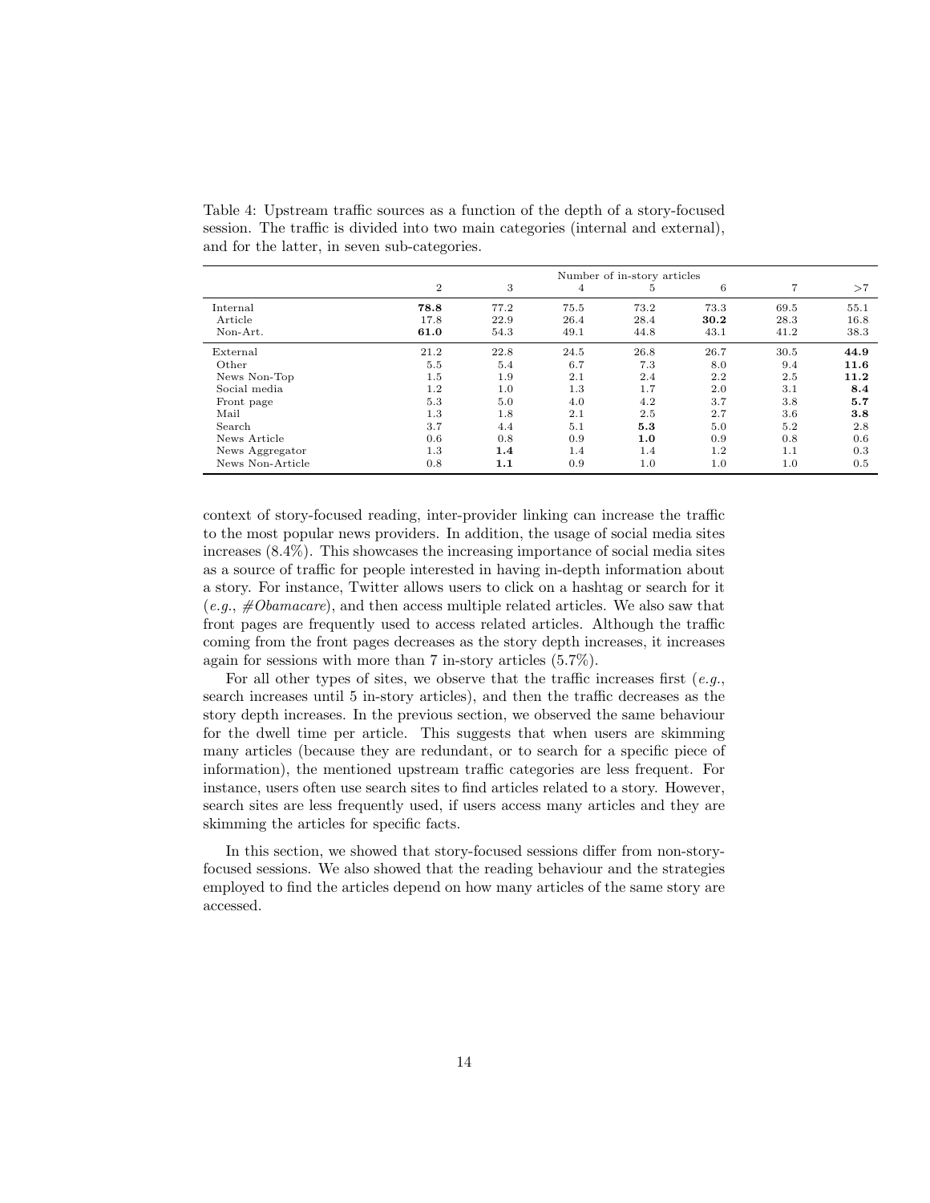Table 4: Upstream traffic sources as a function of the depth of a story-focused session. The traffic is divided into two main categories (internal and external), and for the latter, in seven sub-categories.

| | Number of in-story articles | | | | | | |
|---|---|---|---|---|---|---|---|
| | 2 | 3 | 4 | 5 | 6 | 7 | >7 |
| Internal | **78.8** | 77.2 | 75.5 | 73.2 | 73.3 | 69.5 | 55.1 |
| Article | 17.8 | 22.9 | 26.4 | 28.4 | **30.2** | 28.3 | 16.8 |
| Non-Art. | **61.0** | 54.3 | 49.1 | 44.8 | 43.1 | 41.2 | 38.3 |
| External | 21.2 | 22.8 | 24.5 | 26.8 | 26.7 | 30.5 | **44.9** |
| Other | 5.5 | 5.4 | 6.7 | 7.3 | 8.0 | 9.4 | **11.6** |
| News Non-Top | 1.5 | 1.9 | 2.1 | 2.4 | 2.2 | 2.5 | **11.2** |
| Social media | 1.2 | 1.0 | 1.3 | 1.7 | 2.0 | 3.1 | **8.4** |
| Front page | 5.3 | 5.0 | 4.0 | 4.2 | 3.7 | 3.8 | **5.7** |
| Mail | 1.3 | 1.8 | 2.1 | 2.5 | 2.7 | 3.6 | **3.8** |
| Search | 3.7 | 4.4 | 5.1 | **5.3** | 5.0 | 5.2 | 2.8 |
| News Article | 0.6 | 0.8 | 0.9 | **1.0** | 0.9 | 0.8 | 0.6 |
| News Aggregator | 1.3 | **1.4** | 1.4 | 1.4 | 1.2 | 1.1 | 0.3 |
| News Non-Article | 0.8 | **1.1** | 0.9 | 1.0 | 1.0 | 1.0 | 0.5 |

context of story-focused reading, inter-provider linking can increase the traffic to the most popular news providers. In addition, the usage of social media sites increases (8.4%). This showcases the increasing importance of social media sites as a source of traffic for people interested in having in-depth information about a story. For instance, Twitter allows users to click on a hashtag or search for it (*e.g.*, *#Obamacare*), and then access multiple related articles. We also saw that front pages are frequently used to access related articles. Although the traffic coming from the front pages decreases as the story depth increases, it increases again for sessions with more than 7 in-story articles (5.7%).

For all other types of sites, we observe that the traffic increases first (*e.g.*, search increases until 5 in-story articles), and then the traffic decreases as the story depth increases. In the previous section, we observed the same behaviour for the dwell time per article. This suggests that when users are skimming many articles (because they are redundant, or to search for a specific piece of information), the mentioned upstream traffic categories are less frequent. For instance, users often use search sites to find articles related to a story. However, search sites are less frequently used, if users access many articles and they are skimming the articles for specific facts.

In this section, we showed that story-focused sessions differ from non-story-focused sessions. We also showed that the reading behaviour and the strategies employed to find the articles depend on how many articles of the same story are accessed.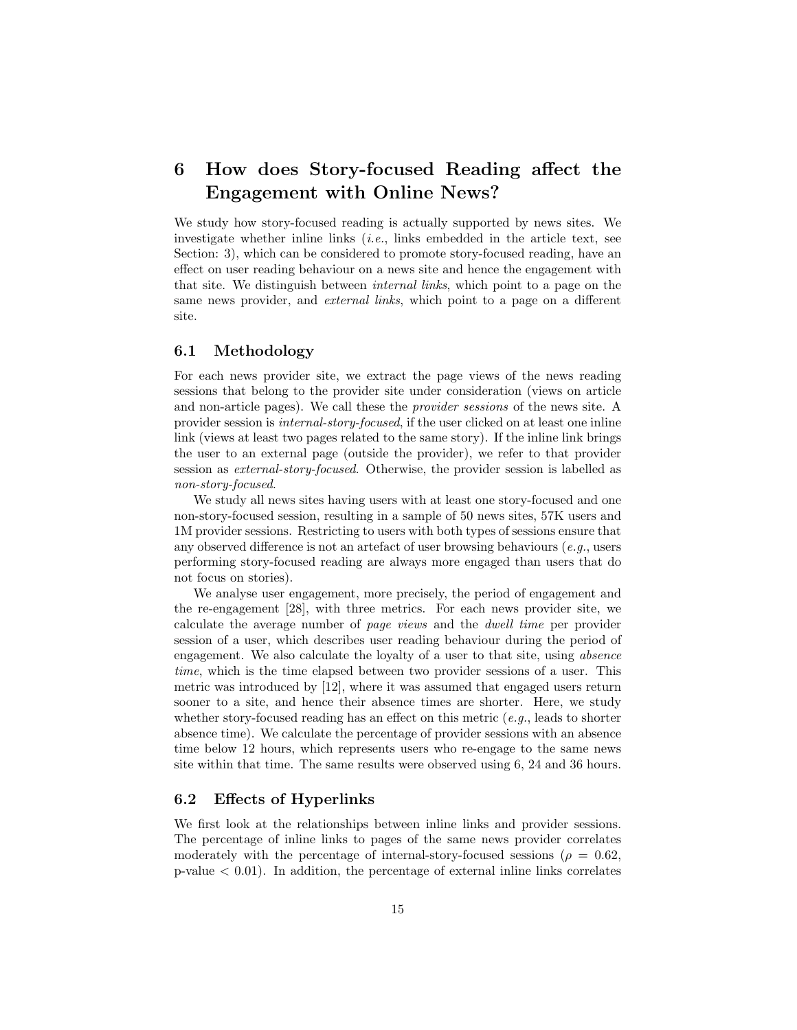## 6 How does Story-focused Reading affect the Engagement with Online News?

We study how story-focused reading is actually supported by news sites. We investigate whether inline links (*i.e.*, links embedded in the article text, see Section: 3), which can be considered to promote story-focused reading, have an effect on user reading behaviour on a news site and hence the engagement with that site. We distinguish between *internal links*, which point to a page on the same news provider, and *external links*, which point to a page on a different site.

### 6.1 Methodology

For each news provider site, we extract the page views of the news reading sessions that belong to the provider site under consideration (views on article and non-article pages). We call these the *provider sessions* of the news site. A provider session is *internal-story-focused*, if the user clicked on at least one inline link (views at least two pages related to the same story). If the inline link brings the user to an external page (outside the provider), we refer to that provider session as *external-story-focused*. Otherwise, the provider session is labelled as *non-story-focused*.

We study all news sites having users with at least one story-focused and one non-story-focused session, resulting in a sample of 50 news sites, 57K users and 1M provider sessions. Restricting to users with both types of sessions ensure that any observed difference is not an artefact of user browsing behaviours (*e.g.*, users performing story-focused reading are always more engaged than users that do not focus on stories).

We analyse user engagement, more precisely, the period of engagement and the re-engagement [28], with three metrics. For each news provider site, we calculate the average number of *page views* and the *dwell time* per provider session of a user, which describes user reading behaviour during the period of engagement. We also calculate the loyalty of a user to that site, using *absence time*, which is the time elapsed between two provider sessions of a user. This metric was introduced by [12], where it was assumed that engaged users return sooner to a site, and hence their absence times are shorter. Here, we study whether story-focused reading has an effect on this metric (*e.g.*, leads to shorter absence time). We calculate the percentage of provider sessions with an absence time below 12 hours, which represents users who re-engage to the same news site within that time. The same results were observed using 6, 24 and 36 hours.

### 6.2 Effects of Hyperlinks

We first look at the relationships between inline links and provider sessions. The percentage of inline links to pages of the same news provider correlates moderately with the percentage of internal-story-focused sessions ($\rho = 0.62$, p-value $< 0.01$). In addition, the percentage of external inline links correlates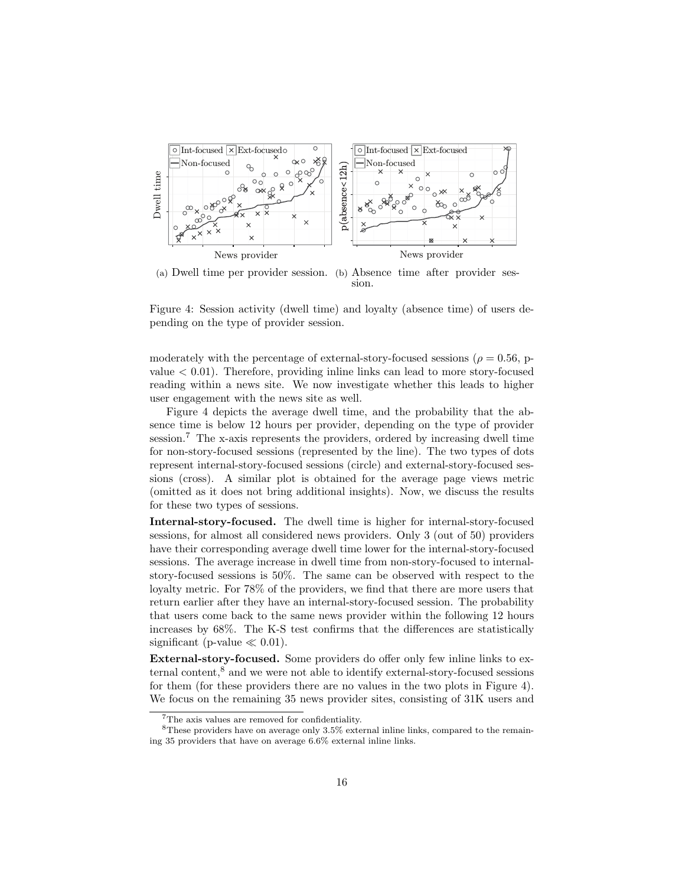(a) Dwell time per provider session. (b) Absence time after provider session.

Figure 4: Session activity (dwell time) and loyalty (absence time) of users depending on the type of provider session.

moderately with the percentage of external-story-focused sessions ($\rho = 0.56$, p-value $< 0.01$). Therefore, providing inline links can lead to more story-focused reading within a news site. We now investigate whether this leads to higher user engagement with the news site as well.

Figure 4 depicts the average dwell time, and the probability that the absence time is below 12 hours per provider, depending on the type of provider session.[7] The x-axis represents the providers, ordered by increasing dwell time for non-story-focused sessions (represented by the line). The two types of dots represent internal-story-focused sessions (circle) and external-story-focused sessions (cross). A similar plot is obtained for the average page views metric (omitted as it does not bring additional insights). Now, we discuss the results for these two types of sessions.

**Internal-story-focused.** The dwell time is higher for internal-story-focused sessions, for almost all considered news providers. Only 3 (out of 50) providers have their corresponding average dwell time lower for the internal-story-focused sessions. The average increase in dwell time from non-story-focused to internal-story-focused sessions is 50%. The same can be observed with respect to the loyalty metric. For 78% of the providers, we find that there are more users that return earlier after they have an internal-story-focused session. The probability that users come back to the same news provider within the following 12 hours increases by 68%. The K-S test confirms that the differences are statistically significant (p-value $\ll 0.01$).

**External-story-focused.** Some providers do offer only few inline links to external content,[8] and we were not able to identify external-story-focused sessions for them (for these providers there are no values in the two plots in Figure 4). We focus on the remaining 35 news provider sites, consisting of 31K users and

[7] The axis values are removed for confidentiality.

[8] These providers have on average only 3.5% external inline links, compared to the remaining 35 providers that have on average 6.6% external inline links.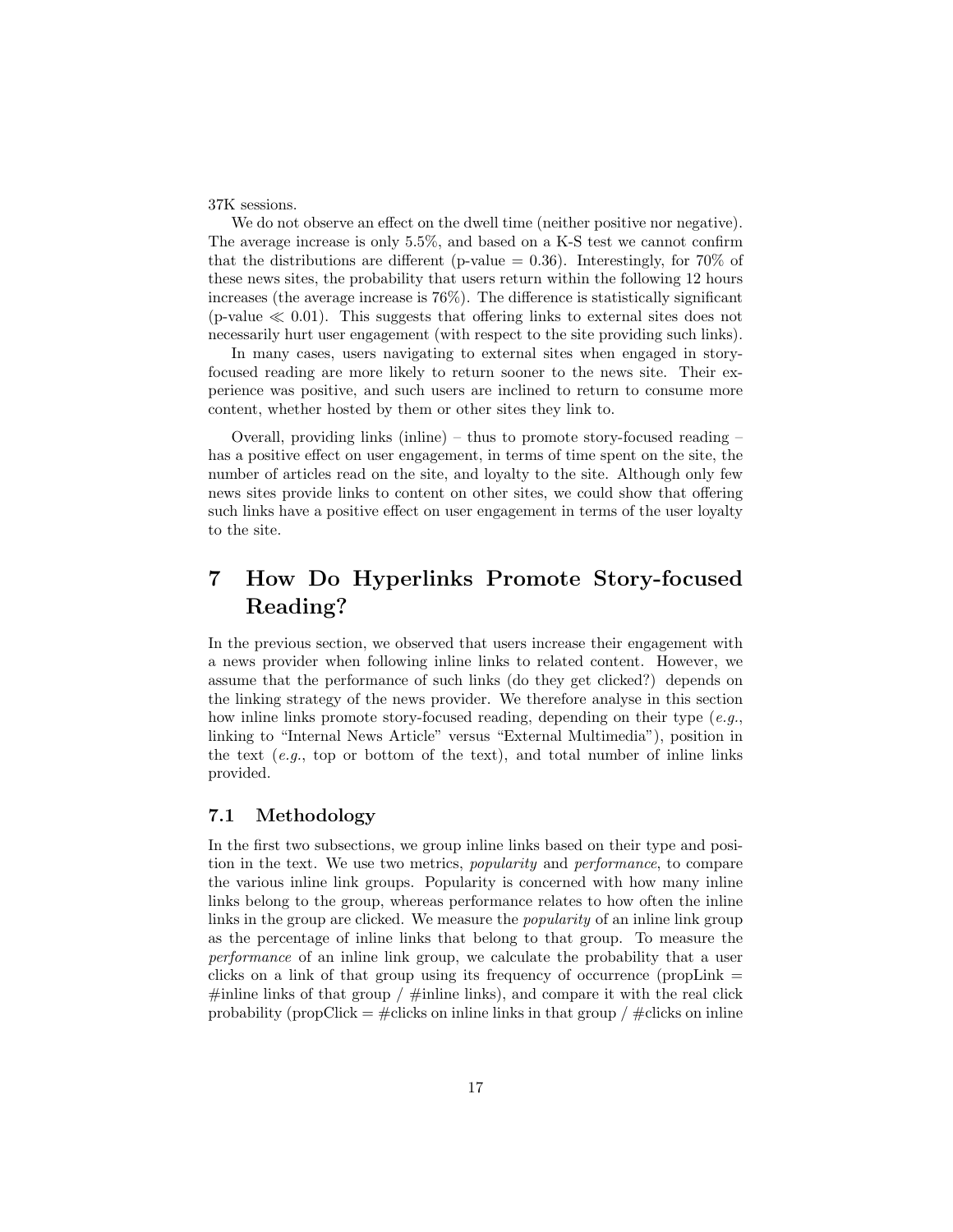37K sessions.

We do not observe an effect on the dwell time (neither positive nor negative). The average increase is only 5.5%, and based on a K-S test we cannot confirm that the distributions are different (p-value = 0.36). Interestingly, for 70% of these news sites, the probability that users return within the following 12 hours increases (the average increase is 76%). The difference is statistically significant (p-value $\ll 0.01$). This suggests that offering links to external sites does not necessarily hurt user engagement (with respect to the site providing such links).

In many cases, users navigating to external sites when engaged in story-focused reading are more likely to return sooner to the news site. Their experience was positive, and such users are inclined to return to consume more content, whether hosted by them or other sites they link to.

Overall, providing links (inline) – thus to promote story-focused reading – has a positive effect on user engagement, in terms of time spent on the site, the number of articles read on the site, and loyalty to the site. Although only few news sites provide links to content on other sites, we could show that offering such links have a positive effect on user engagement in terms of the user loyalty to the site.

# 7 How Do Hyperlinks Promote Story-focused Reading?

In the previous section, we observed that users increase their engagement with a news provider when following inline links to related content. However, we assume that the performance of such links (do they get clicked?) depends on the linking strategy of the news provider. We therefore analyse in this section how inline links promote story-focused reading, depending on their type (*e.g.*, linking to "Internal News Article" versus "External Multimedia"), position in the text (*e.g.*, top or bottom of the text), and total number of inline links provided.

## 7.1 Methodology

In the first two subsections, we group inline links based on their type and position in the text. We use two metrics, *popularity* and *performance*, to compare the various inline link groups. Popularity is concerned with how many inline links belong to the group, whereas performance relates to how often the inline links in the group are clicked. We measure the *popularity* of an inline link group as the percentage of inline links that belong to that group. To measure the *performance* of an inline link group, we calculate the probability that a user clicks on a link of that group using its frequency of occurrence (propLink = #inline links of that group / #inline links), and compare it with the real click probability (propClick = #clicks on inline links in that group / #clicks on inline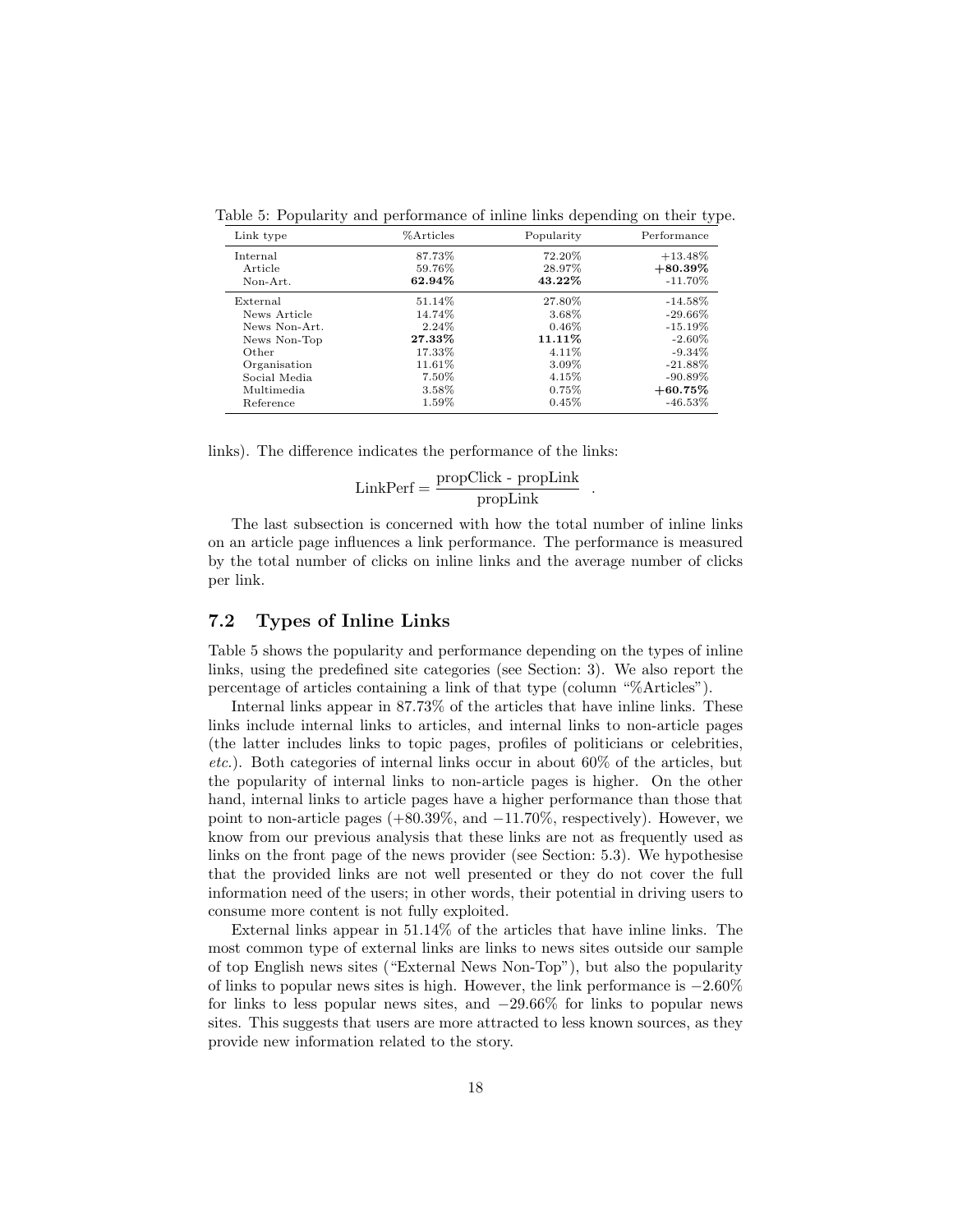Table 5: Popularity and performance of inline links depending on their type.

| Link type | %Articles | Popularity | Performance |
|---|---|---|---|
| Internal | 87.73% | 72.20% | +13.48% |
| Article | 59.76% | 28.97% | **+80.39%** |
| Non-Art. | **62.94%** | **43.22%** | -11.70% |
| External | 51.14% | 27.80% | -14.58% |
| News Article | 14.74% | 3.68% | -29.66% |
| News Non-Art. | 2.24% | 0.46% | -15.19% |
| News Non-Top | **27.33%** | **11.11%** | -2.60% |
| Other | 17.33% | 4.11% | -9.34% |
| Organisation | 11.61% | 3.09% | -21.88% |
| Social Media | 7.50% | 4.15% | -90.89% |
| Multimedia | 3.58% | 0.75% | **+60.75%** |
| Reference | 1.59% | 0.45% | -46.53% |

links). The difference indicates the performance of the links:

$$\text{LinkPerf} = \frac{\text{propClick - propLink}}{\text{propLink}} \quad .$$

The last subsection is concerned with how the total number of inline links on an article page influences a link performance. The performance is measured by the total number of clicks on inline links and the average number of clicks per link.

## 7.2 Types of Inline Links

Table 5 shows the popularity and performance depending on the types of inline links, using the predefined site categories (see Section: 3). We also report the percentage of articles containing a link of that type (column "%Articles").

Internal links appear in 87.73% of the articles that have inline links. These links include internal links to articles, and internal links to non-article pages (the latter includes links to topic pages, profiles of politicians or celebrities, *etc.*). Both categories of internal links occur in about 60% of the articles, but the popularity of internal links to non-article pages is higher. On the other hand, internal links to article pages have a higher performance than those that point to non-article pages (+80.39%, and −11.70%, respectively). However, we know from our previous analysis that these links are not as frequently used as links on the front page of the news provider (see Section: 5.3). We hypothesise that the provided links are not well presented or they do not cover the full information need of the users; in other words, their potential in driving users to consume more content is not fully exploited.

External links appear in 51.14% of the articles that have inline links. The most common type of external links are links to news sites outside our sample of top English news sites ("External News Non-Top"), but also the popularity of links to popular news sites is high. However, the link performance is −2.60% for links to less popular news sites, and −29.66% for links to popular news sites. This suggests that users are more attracted to less known sources, as they provide new information related to the story.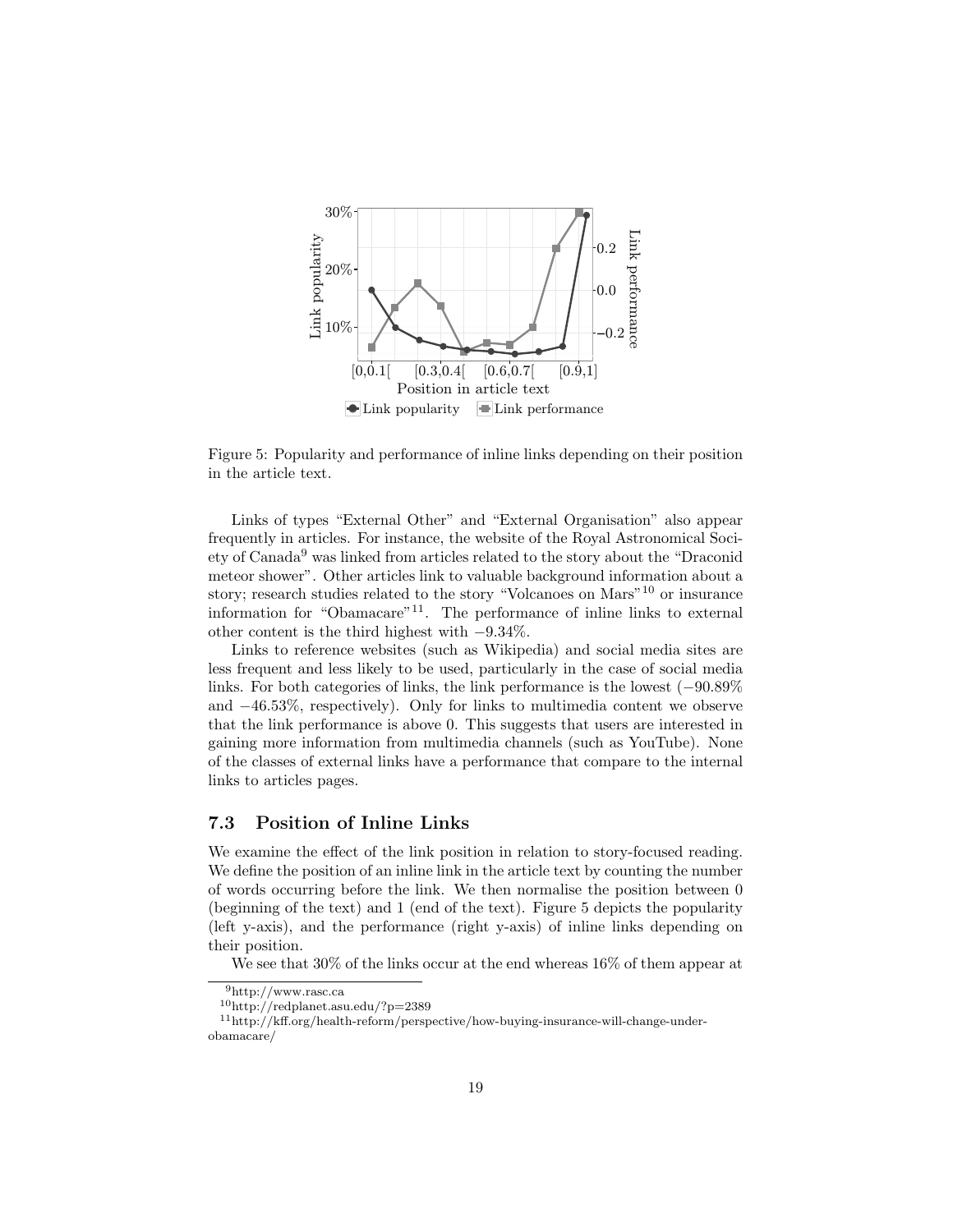Figure 5: Popularity and performance of inline links depending on their position in the article text.

Links of types “External Other” and “External Organisation” also appear frequently in articles. For instance, the website of the Royal Astronomical Society of Canada[9] was linked from articles related to the story about the “Draconid meteor shower”. Other articles link to valuable background information about a story; research studies related to the story “Volcanoes on Mars”[10] or insurance information for “Obamacare”[11]. The performance of inline links to external other content is the third highest with −9.34%.

Links to reference websites (such as Wikipedia) and social media sites are less frequent and less likely to be used, particularly in the case of social media links. For both categories of links, the link performance is the lowest (−90.89% and −46.53%, respectively). Only for links to multimedia content we observe that the link performance is above 0. This suggests that users are interested in gaining more information from multimedia channels (such as YouTube). None of the classes of external links have a performance that compare to the internal links to articles pages.

### 7.3 Position of Inline Links

We examine the effect of the link position in relation to story-focused reading. We define the position of an inline link in the article text by counting the number of words occurring before the link. We then normalise the position between 0 (beginning of the text) and 1 (end of the text). Figure 5 depicts the popularity (left y-axis), and the performance (right y-axis) of inline links depending on their position.

We see that 30% of the links occur at the end whereas 16% of them appear at

[9] http://www.rasc.ca

[10] http://redplanet.asu.edu/?p=2389

[11] http://kff.org/health-reform/perspective/how-buying-insurance-will-change-under-obamacare/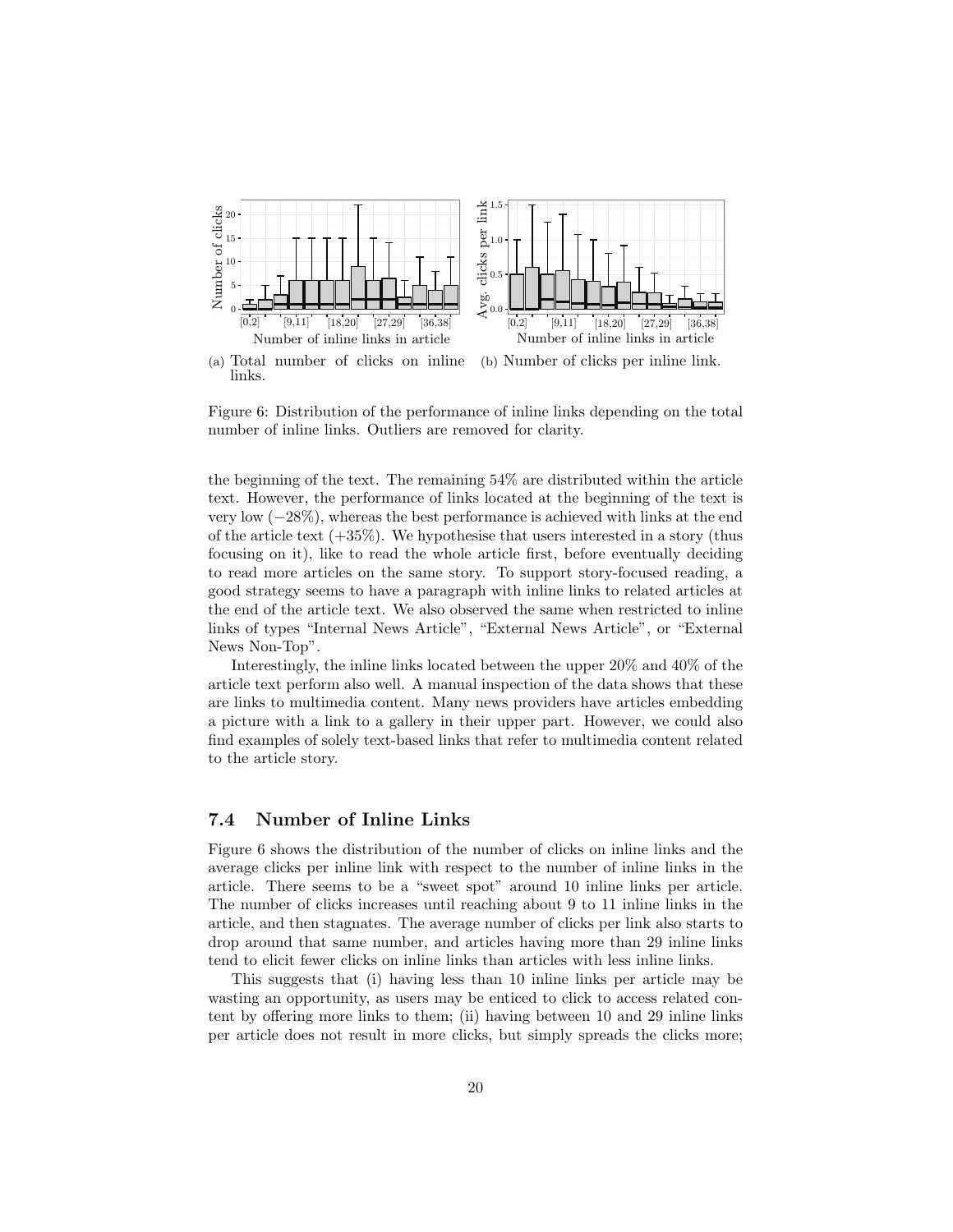(a) Total number of clicks on inline links.

(b) Number of clicks per inline link.

Figure 6: Distribution of the performance of inline links depending on the total number of inline links. Outliers are removed for clarity.

the beginning of the text. The remaining 54% are distributed within the article text. However, the performance of links located at the beginning of the text is very low (−28%), whereas the best performance is achieved with links at the end of the article text (+35%). We hypothesise that users interested in a story (thus focusing on it), like to read the whole article first, before eventually deciding to read more articles on the same story. To support story-focused reading, a good strategy seems to have a paragraph with inline links to related articles at the end of the article text. We also observed the same when restricted to inline links of types "Internal News Article", "External News Article", or "External News Non-Top".

Interestingly, the inline links located between the upper 20% and 40% of the article text perform also well. A manual inspection of the data shows that these are links to multimedia content. Many news providers have articles embedding a picture with a link to a gallery in their upper part. However, we could also find examples of solely text-based links that refer to multimedia content related to the article story.

### 7.4 Number of Inline Links

Figure 6 shows the distribution of the number of clicks on inline links and the average clicks per inline link with respect to the number of inline links in the article. There seems to be a "sweet spot" around 10 inline links per article. The number of clicks increases until reaching about 9 to 11 inline links in the article, and then stagnates. The average number of clicks per link also starts to drop around that same number, and articles having more than 29 inline links tend to elicit fewer clicks on inline links than articles with less inline links.

This suggests that (i) having less than 10 inline links per article may be wasting an opportunity, as users may be enticed to click to access related content by offering more links to them; (ii) having between 10 and 29 inline links per article does not result in more clicks, but simply spreads the clicks more;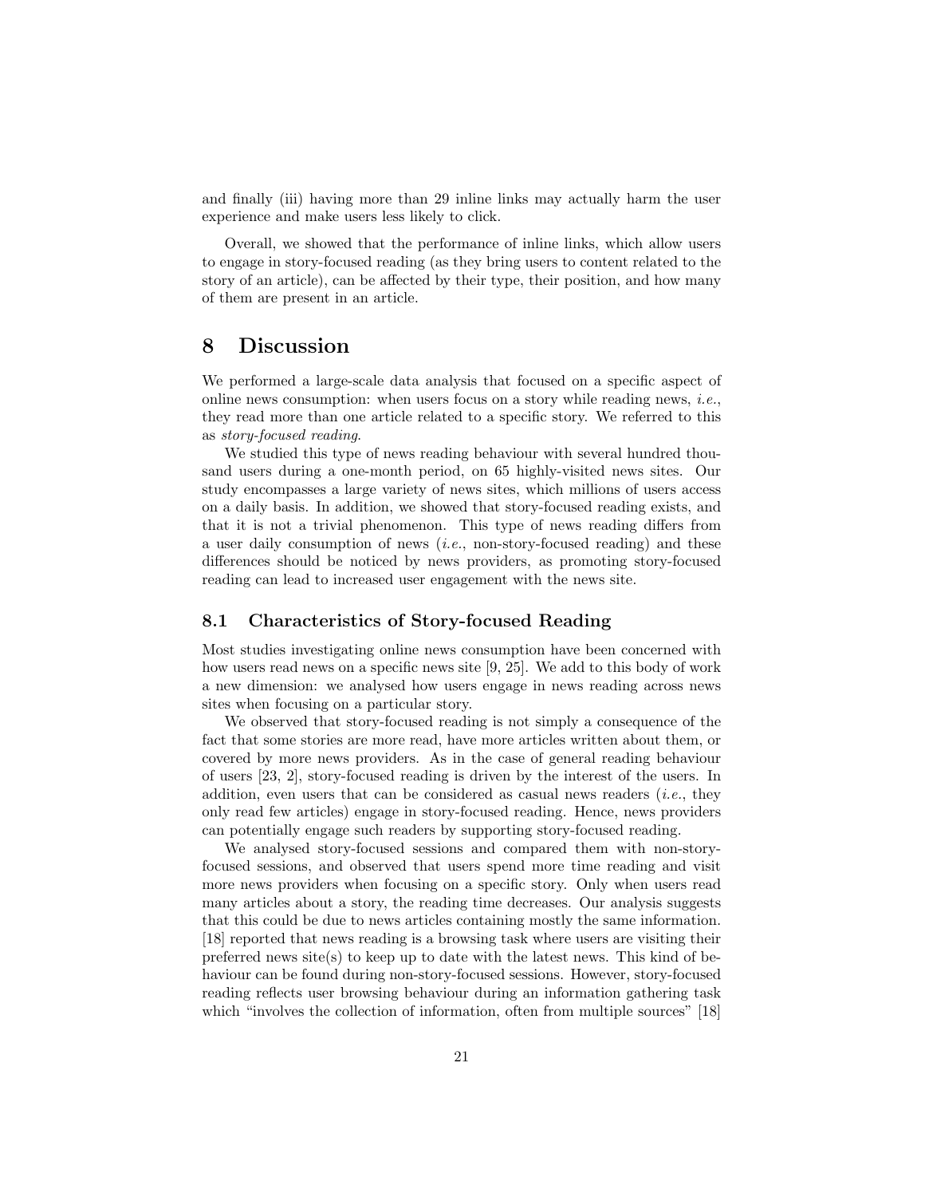and finally (iii) having more than 29 inline links may actually harm the user experience and make users less likely to click.

Overall, we showed that the performance of inline links, which allow users to engage in story-focused reading (as they bring users to content related to the story of an article), can be affected by their type, their position, and how many of them are present in an article.

# 8 Discussion

We performed a large-scale data analysis that focused on a specific aspect of online news consumption: when users focus on a story while reading news, *i.e.*, they read more than one article related to a specific story. We referred to this as *story-focused reading*.

We studied this type of news reading behaviour with several hundred thousand users during a one-month period, on 65 highly-visited news sites. Our study encompasses a large variety of news sites, which millions of users access on a daily basis. In addition, we showed that story-focused reading exists, and that it is not a trivial phenomenon. This type of news reading differs from a user daily consumption of news (*i.e.*, non-story-focused reading) and these differences should be noticed by news providers, as promoting story-focused reading can lead to increased user engagement with the news site.

## 8.1 Characteristics of Story-focused Reading

Most studies investigating online news consumption have been concerned with how users read news on a specific news site [9, 25]. We add to this body of work a new dimension: we analysed how users engage in news reading across news sites when focusing on a particular story.

We observed that story-focused reading is not simply a consequence of the fact that some stories are more read, have more articles written about them, or covered by more news providers. As in the case of general reading behaviour of users [23, 2], story-focused reading is driven by the interest of the users. In addition, even users that can be considered as casual news readers (*i.e.*, they only read few articles) engage in story-focused reading. Hence, news providers can potentially engage such readers by supporting story-focused reading.

We analysed story-focused sessions and compared them with non-story-focused sessions, and observed that users spend more time reading and visit more news providers when focusing on a specific story. Only when users read many articles about a story, the reading time decreases. Our analysis suggests that this could be due to news articles containing mostly the same information. [18] reported that news reading is a browsing task where users are visiting their preferred news site(s) to keep up to date with the latest news. This kind of behaviour can be found during non-story-focused sessions. However, story-focused reading reflects user browsing behaviour during an information gathering task which "involves the collection of information, often from multiple sources" [18]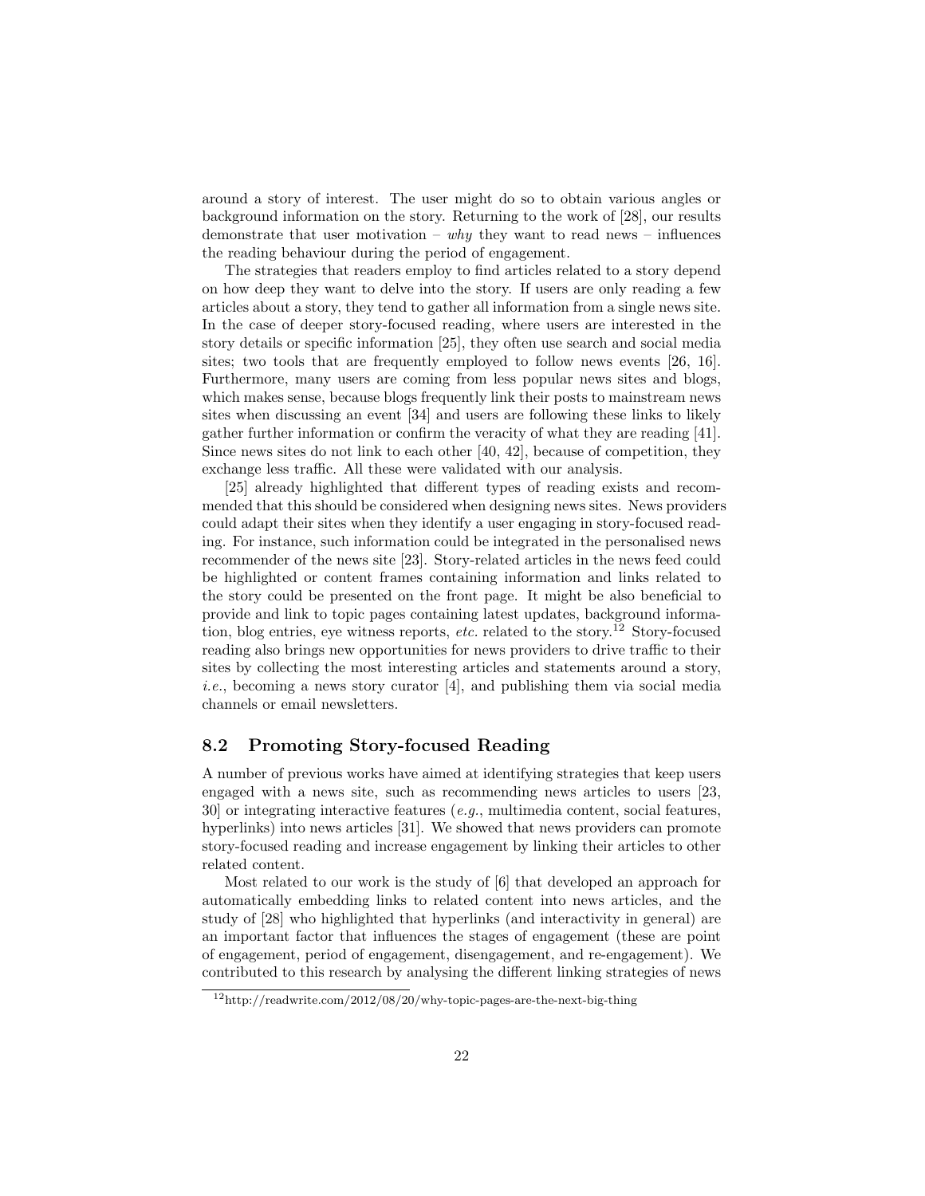around a story of interest. The user might do so to obtain various angles or background information on the story. Returning to the work of [28], our results demonstrate that user motivation – *why* they want to read news – influences the reading behaviour during the period of engagement.

The strategies that readers employ to find articles related to a story depend on how deep they want to delve into the story. If users are only reading a few articles about a story, they tend to gather all information from a single news site. In the case of deeper story-focused reading, where users are interested in the story details or specific information [25], they often use search and social media sites; two tools that are frequently employed to follow news events [26, 16]. Furthermore, many users are coming from less popular news sites and blogs, which makes sense, because blogs frequently link their posts to mainstream news sites when discussing an event [34] and users are following these links to likely gather further information or confirm the veracity of what they are reading [41]. Since news sites do not link to each other [40, 42], because of competition, they exchange less traffic. All these were validated with our analysis.

[25] already highlighted that different types of reading exists and recommended that this should be considered when designing news sites. News providers could adapt their sites when they identify a user engaging in story-focused reading. For instance, such information could be integrated in the personalised news recommender of the news site [23]. Story-related articles in the news feed could be highlighted or content frames containing information and links related to the story could be presented on the front page. It might be also beneficial to provide and link to topic pages containing latest updates, background information, blog entries, eye witness reports, *etc.* related to the story.[12] Story-focused reading also brings new opportunities for news providers to drive traffic to their sites by collecting the most interesting articles and statements around a story, *i.e.*, becoming a news story curator [4], and publishing them via social media channels or email newsletters.

## 8.2 Promoting Story-focused Reading

A number of previous works have aimed at identifying strategies that keep users engaged with a news site, such as recommending news articles to users [23, 30] or integrating interactive features (*e.g.*, multimedia content, social features, hyperlinks) into news articles [31]. We showed that news providers can promote story-focused reading and increase engagement by linking their articles to other related content.

Most related to our work is the study of [6] that developed an approach for automatically embedding links to related content into news articles, and the study of [28] who highlighted that hyperlinks (and interactivity in general) are an important factor that influences the stages of engagement (these are point of engagement, period of engagement, disengagement, and re-engagement). We contributed to this research by analysing the different linking strategies of news

[12] http://readwrite.com/2012/08/20/why-topic-pages-are-the-next-big-thing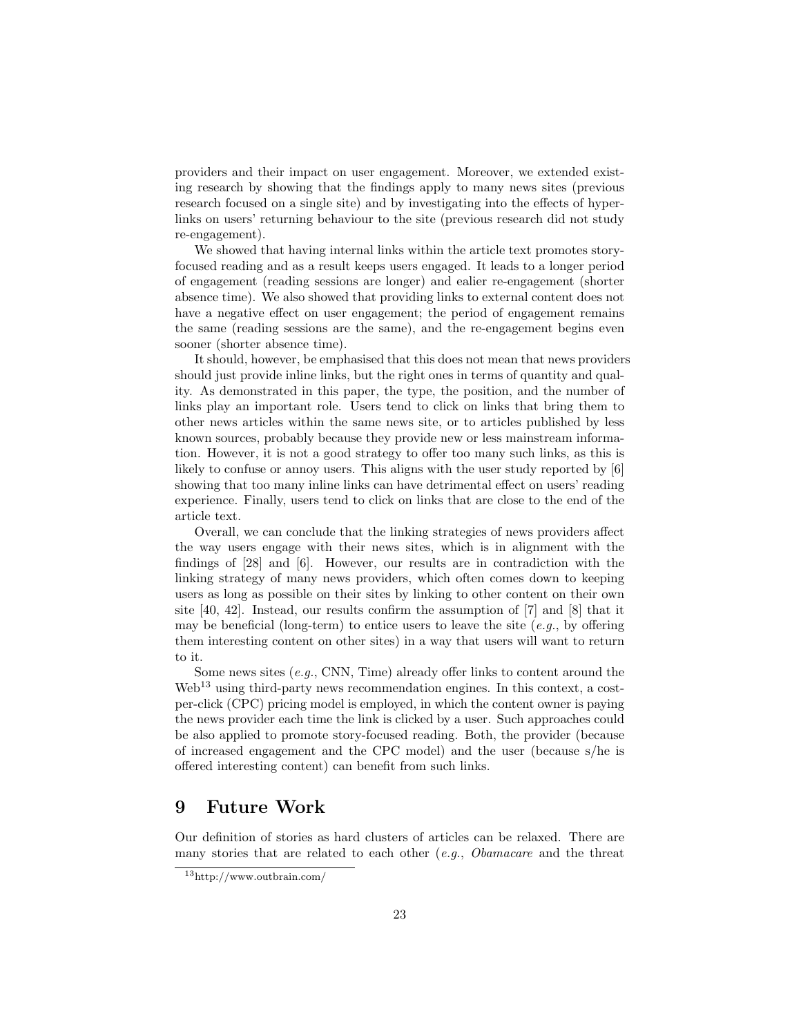providers and their impact on user engagement. Moreover, we extended existing research by showing that the findings apply to many news sites (previous research focused on a single site) and by investigating into the effects of hyperlinks on users' returning behaviour to the site (previous research did not study re-engagement).

We showed that having internal links within the article text promotes story-focused reading and as a result keeps users engaged. It leads to a longer period of engagement (reading sessions are longer) and ealier re-engagement (shorter absence time). We also showed that providing links to external content does not have a negative effect on user engagement; the period of engagement remains the same (reading sessions are the same), and the re-engagement begins even sooner (shorter absence time).

It should, however, be emphasised that this does not mean that news providers should just provide inline links, but the right ones in terms of quantity and quality. As demonstrated in this paper, the type, the position, and the number of links play an important role. Users tend to click on links that bring them to other news articles within the same news site, or to articles published by less known sources, probably because they provide new or less mainstream information. However, it is not a good strategy to offer too many such links, as this is likely to confuse or annoy users. This aligns with the user study reported by [6] showing that too many inline links can have detrimental effect on users' reading experience. Finally, users tend to click on links that are close to the end of the article text.

Overall, we can conclude that the linking strategies of news providers affect the way users engage with their news sites, which is in alignment with the findings of [28] and [6]. However, our results are in contradiction with the linking strategy of many news providers, which often comes down to keeping users as long as possible on their sites by linking to other content on their own site [40, 42]. Instead, our results confirm the assumption of [7] and [8] that it may be beneficial (long-term) to entice users to leave the site (*e.g.*, by offering them interesting content on other sites) in a way that users will want to return to it.

Some news sites (*e.g.*, CNN, Time) already offer links to content around the Web[13] using third-party news recommendation engines. In this context, a cost-per-click (CPC) pricing model is employed, in which the content owner is paying the news provider each time the link is clicked by a user. Such approaches could be also applied to promote story-focused reading. Both, the provider (because of increased engagement and the CPC model) and the user (because s/he is offered interesting content) can benefit from such links.

# 9 Future Work

Our definition of stories as hard clusters of articles can be relaxed. There are many stories that are related to each other (*e.g.*, *Obamacare* and the threat

[13] http://www.outbrain.com/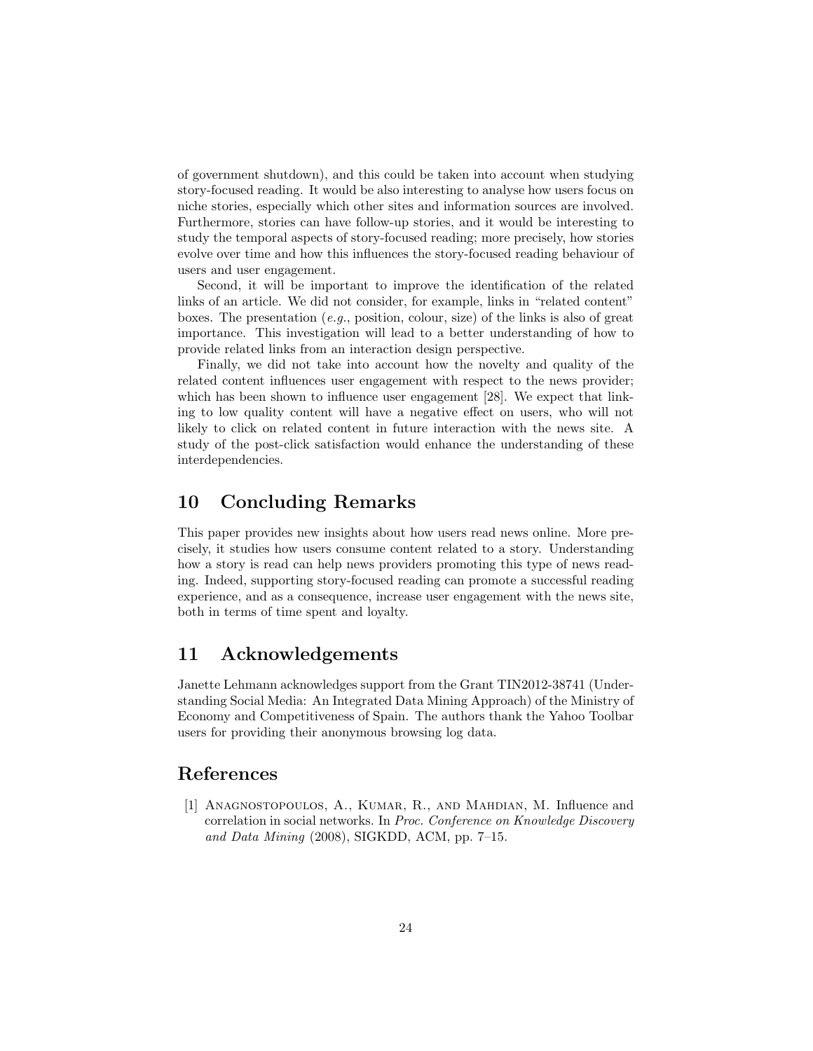of government shutdown), and this could be taken into account when studying story-focused reading. It would be also interesting to analyse how users focus on niche stories, especially which other sites and information sources are involved. Furthermore, stories can have follow-up stories, and it would be interesting to study the temporal aspects of story-focused reading; more precisely, how stories evolve over time and how this influences the story-focused reading behaviour of users and user engagement.

Second, it will be important to improve the identification of the related links of an article. We did not consider, for example, links in "related content" boxes. The presentation (*e.g.*, position, colour, size) of the links is also of great importance. This investigation will lead to a better understanding of how to provide related links from an interaction design perspective.

Finally, we did not take into account how the novelty and quality of the related content influences user engagement with respect to the news provider; which has been shown to influence user engagement [28]. We expect that linking to low quality content will have a negative effect on users, who will not likely to click on related content in future interaction with the news site. A study of the post-click satisfaction would enhance the understanding of these interdependencies.

## 10 Concluding Remarks

This paper provides new insights about how users read news online. More precisely, it studies how users consume content related to a story. Understanding how a story is read can help news providers promoting this type of news reading. Indeed, supporting story-focused reading can promote a successful reading experience, and as a consequence, increase user engagement with the news site, both in terms of time spent and loyalty.

## 11 Acknowledgements

Janette Lehmann acknowledges support from the Grant TIN2012-38741 (Understanding Social Media: An Integrated Data Mining Approach) of the Ministry of Economy and Competitiveness of Spain. The authors thank the Yahoo Toolbar users for providing their anonymous browsing log data.

## References

[1] Anagnostopoulos, A., Kumar, R., and Mahdian, M. Influence and correlation in social networks. In *Proc. Conference on Knowledge Discovery and Data Mining* (2008), SIGKDD, ACM, pp. 7–15.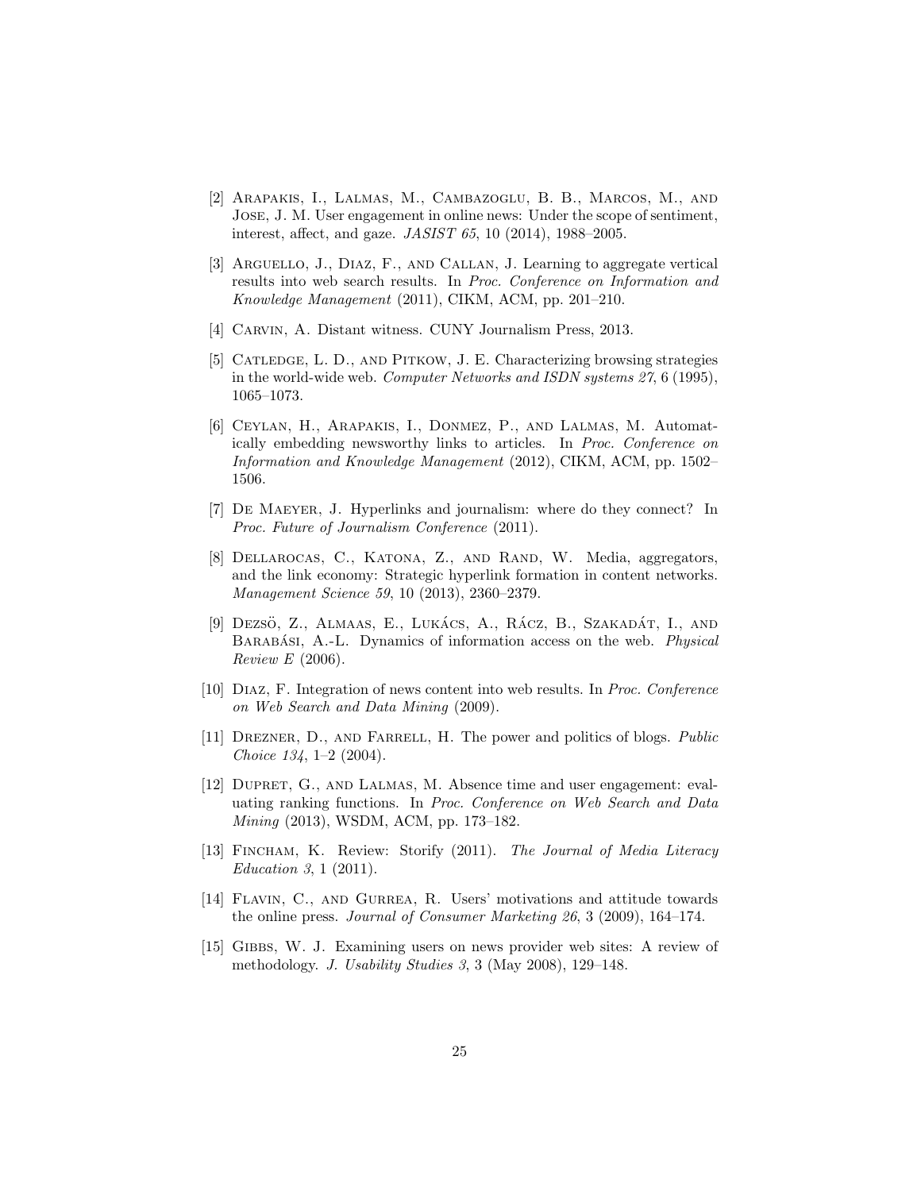[2] Arapakis, I., Lalmas, M., Cambazoglu, B. B., Marcos, M., and Jose, J. M. User engagement in online news: Under the scope of sentiment, interest, affect, and gaze. *JASIST 65*, 10 (2014), 1988–2005.

[3] Arguello, J., Diaz, F., and Callan, J. Learning to aggregate vertical results into web search results. In *Proc. Conference on Information and Knowledge Management* (2011), CIKM, ACM, pp. 201–210.

[4] Carvin, A. Distant witness. CUNY Journalism Press, 2013.

[5] Catledge, L. D., and Pitkow, J. E. Characterizing browsing strategies in the world-wide web. *Computer Networks and ISDN systems 27*, 6 (1995), 1065–1073.

[6] Ceylan, H., Arapakis, I., Donmez, P., and Lalmas, M. Automatically embedding newsworthy links to articles. In *Proc. Conference on Information and Knowledge Management* (2012), CIKM, ACM, pp. 1502–1506.

[7] De Maeyer, J. Hyperlinks and journalism: where do they connect? In *Proc. Future of Journalism Conference* (2011).

[8] Dellarocas, C., Katona, Z., and Rand, W. Media, aggregators, and the link economy: Strategic hyperlink formation in content networks. *Management Science 59*, 10 (2013), 2360–2379.

[9] Dezsö, Z., Almaas, E., Lukács, A., Rácz, B., Szakadát, I., and Barabási, A.-L. Dynamics of information access on the web. *Physical Review E* (2006).

[10] Diaz, F. Integration of news content into web results. In *Proc. Conference on Web Search and Data Mining* (2009).

[11] Drezner, D., and Farrell, H. The power and politics of blogs. *Public Choice 134*, 1–2 (2004).

[12] Dupret, G., and Lalmas, M. Absence time and user engagement: evaluating ranking functions. In *Proc. Conference on Web Search and Data Mining* (2013), WSDM, ACM, pp. 173–182.

[13] Fincham, K. Review: Storify (2011). *The Journal of Media Literacy Education 3*, 1 (2011).

[14] Flavin, C., and Gurrea, R. Users' motivations and attitude towards the online press. *Journal of Consumer Marketing 26*, 3 (2009), 164–174.

[15] Gibbs, W. J. Examining users on news provider web sites: A review of methodology. *J. Usability Studies 3*, 3 (May 2008), 129–148.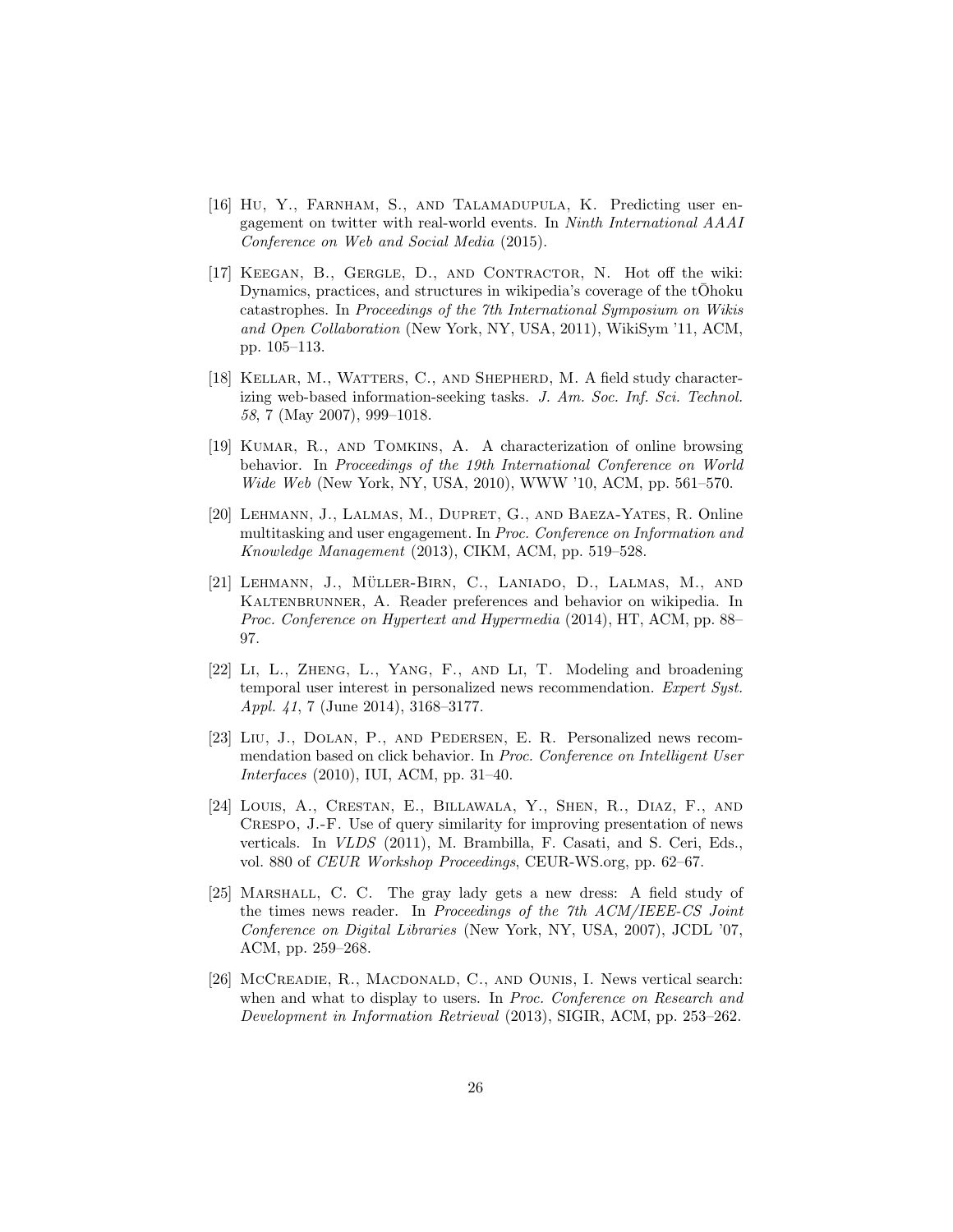[16] Hu, Y., Farnham, S., and Talamadupula, K. Predicting user engagement on twitter with real-world events. In *Ninth International AAAI Conference on Web and Social Media* (2015).

[17] Keegan, B., Gergle, D., and Contractor, N. Hot off the wiki: Dynamics, practices, and structures in wikipedia's coverage of the tŌhoku catastrophes. In *Proceedings of the 7th International Symposium on Wikis and Open Collaboration* (New York, NY, USA, 2011), WikiSym '11, ACM, pp. 105–113.

[18] Kellar, M., Watters, C., and Shepherd, M. A field study characterizing web-based information-seeking tasks. *J. Am. Soc. Inf. Sci. Technol. 58*, 7 (May 2007), 999–1018.

[19] Kumar, R., and Tomkins, A. A characterization of online browsing behavior. In *Proceedings of the 19th International Conference on World Wide Web* (New York, NY, USA, 2010), WWW '10, ACM, pp. 561–570.

[20] Lehmann, J., Lalmas, M., Dupret, G., and Baeza-Yates, R. Online multitasking and user engagement. In *Proc. Conference on Information and Knowledge Management* (2013), CIKM, ACM, pp. 519–528.

[21] Lehmann, J., Müller-Birn, C., Laniado, D., Lalmas, M., and Kaltenbrunner, A. Reader preferences and behavior on wikipedia. In *Proc. Conference on Hypertext and Hypermedia* (2014), HT, ACM, pp. 88–97.

[22] Li, L., Zheng, L., Yang, F., and Li, T. Modeling and broadening temporal user interest in personalized news recommendation. *Expert Syst. Appl. 41*, 7 (June 2014), 3168–3177.

[23] Liu, J., Dolan, P., and Pedersen, E. R. Personalized news recommendation based on click behavior. In *Proc. Conference on Intelligent User Interfaces* (2010), IUI, ACM, pp. 31–40.

[24] Louis, A., Crestan, E., Billawala, Y., Shen, R., Diaz, F., and Crespo, J.-F. Use of query similarity for improving presentation of news verticals. In *VLDS* (2011), M. Brambilla, F. Casati, and S. Ceri, Eds., vol. 880 of *CEUR Workshop Proceedings*, CEUR-WS.org, pp. 62–67.

[25] Marshall, C. C. The gray lady gets a new dress: A field study of the times news reader. In *Proceedings of the 7th ACM/IEEE-CS Joint Conference on Digital Libraries* (New York, NY, USA, 2007), JCDL '07, ACM, pp. 259–268.

[26] McCreadie, R., Macdonald, C., and Ounis, I. News vertical search: when and what to display to users. In *Proc. Conference on Research and Development in Information Retrieval* (2013), SIGIR, ACM, pp. 253–262.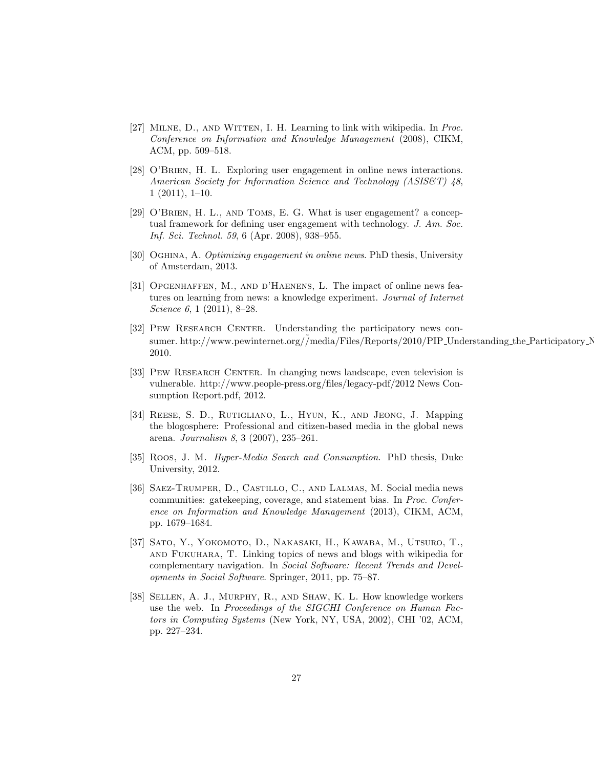[27] Milne, D., and Witten, I. H. Learning to link with wikipedia. In *Proc. Conference on Information and Knowledge Management* (2008), CIKM, ACM, pp. 509–518.

[28] O'Brien, H. L. Exploring user engagement in online news interactions. *American Society for Information Science and Technology (ASIS&T) 48*, 1 (2011), 1–10.

[29] O'Brien, H. L., and Toms, E. G. What is user engagement? a conceptual framework for defining user engagement with technology. *J. Am. Soc. Inf. Sci. Technol. 59*, 6 (Apr. 2008), 938–955.

[30] Oghina, A. *Optimizing engagement in online news*. PhD thesis, University of Amsterdam, 2013.

[31] Opgenhaffen, M., and d'Haenens, L. The impact of online news features on learning from news: a knowledge experiment. *Journal of Internet Science 6*, 1 (2011), 8–28.

[32] Pew Research Center. Understanding the participatory news consumer. http://www.pewinternet.org/~/media/Files/Reports/2010/PIP_Understanding_the_Participatory_N 2010.

[33] Pew Research Center. In changing news landscape, even television is vulnerable. http://www.people-press.org/files/legacy-pdf/2012 News Consumption Report.pdf, 2012.

[34] Reese, S. D., Rutigliano, L., Hyun, K., and Jeong, J. Mapping the blogosphere: Professional and citizen-based media in the global news arena. *Journalism 8*, 3 (2007), 235–261.

[35] Roos, J. M. *Hyper-Media Search and Consumption*. PhD thesis, Duke University, 2012.

[36] Saez-Trumper, D., Castillo, C., and Lalmas, M. Social media news communities: gatekeeping, coverage, and statement bias. In *Proc. Conference on Information and Knowledge Management* (2013), CIKM, ACM, pp. 1679–1684.

[37] Sato, Y., Yokomoto, D., Nakasaki, H., Kawaba, M., Utsuro, T., and Fukuhara, T. Linking topics of news and blogs with wikipedia for complementary navigation. In *Social Software: Recent Trends and Developments in Social Software*. Springer, 2011, pp. 75–87.

[38] Sellen, A. J., Murphy, R., and Shaw, K. L. How knowledge workers use the web. In *Proceedings of the SIGCHI Conference on Human Factors in Computing Systems* (New York, NY, USA, 2002), CHI '02, ACM, pp. 227–234.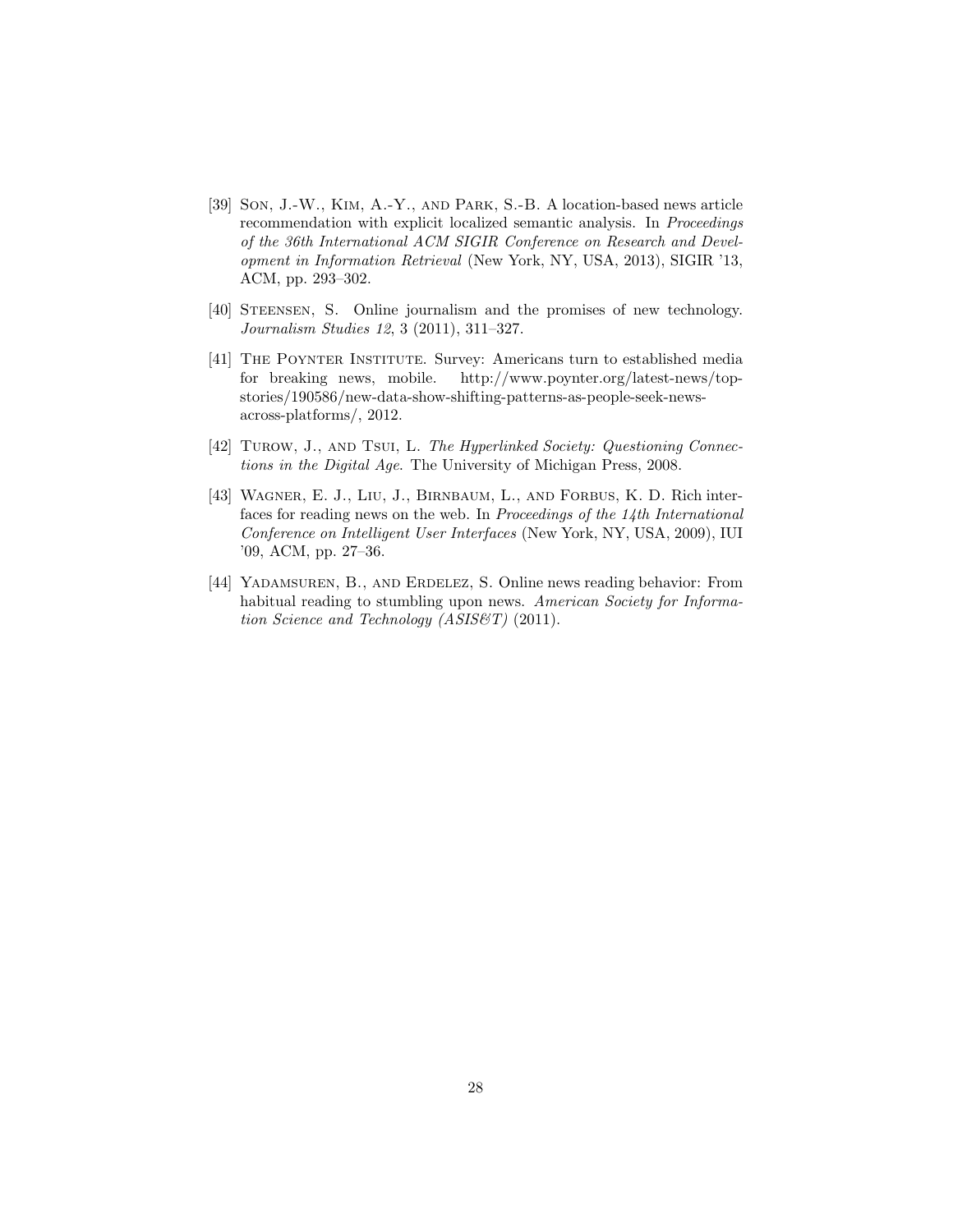[39] Son, J.-W., Kim, A.-Y., and Park, S.-B. A location-based news article recommendation with explicit localized semantic analysis. In *Proceedings of the 36th International ACM SIGIR Conference on Research and Development in Information Retrieval* (New York, NY, USA, 2013), SIGIR '13, ACM, pp. 293–302.

[40] Steensen, S. Online journalism and the promises of new technology. *Journalism Studies 12*, 3 (2011), 311–327.

[41] The Poynter Institute. Survey: Americans turn to established media for breaking news, mobile. http://www.poynter.org/latest-news/top-stories/190586/new-data-show-shifting-patterns-as-people-seek-news-across-platforms/, 2012.

[42] Turow, J., and Tsui, L. *The Hyperlinked Society: Questioning Connections in the Digital Age*. The University of Michigan Press, 2008.

[43] Wagner, E. J., Liu, J., Birnbaum, L., and Forbus, K. D. Rich interfaces for reading news on the web. In *Proceedings of the 14th International Conference on Intelligent User Interfaces* (New York, NY, USA, 2009), IUI '09, ACM, pp. 27–36.

[44] Yadamsuren, B., and Erdelez, S. Online news reading behavior: From habitual reading to stumbling upon news. *American Society for Information Science and Technology (ASIS&T)* (2011).